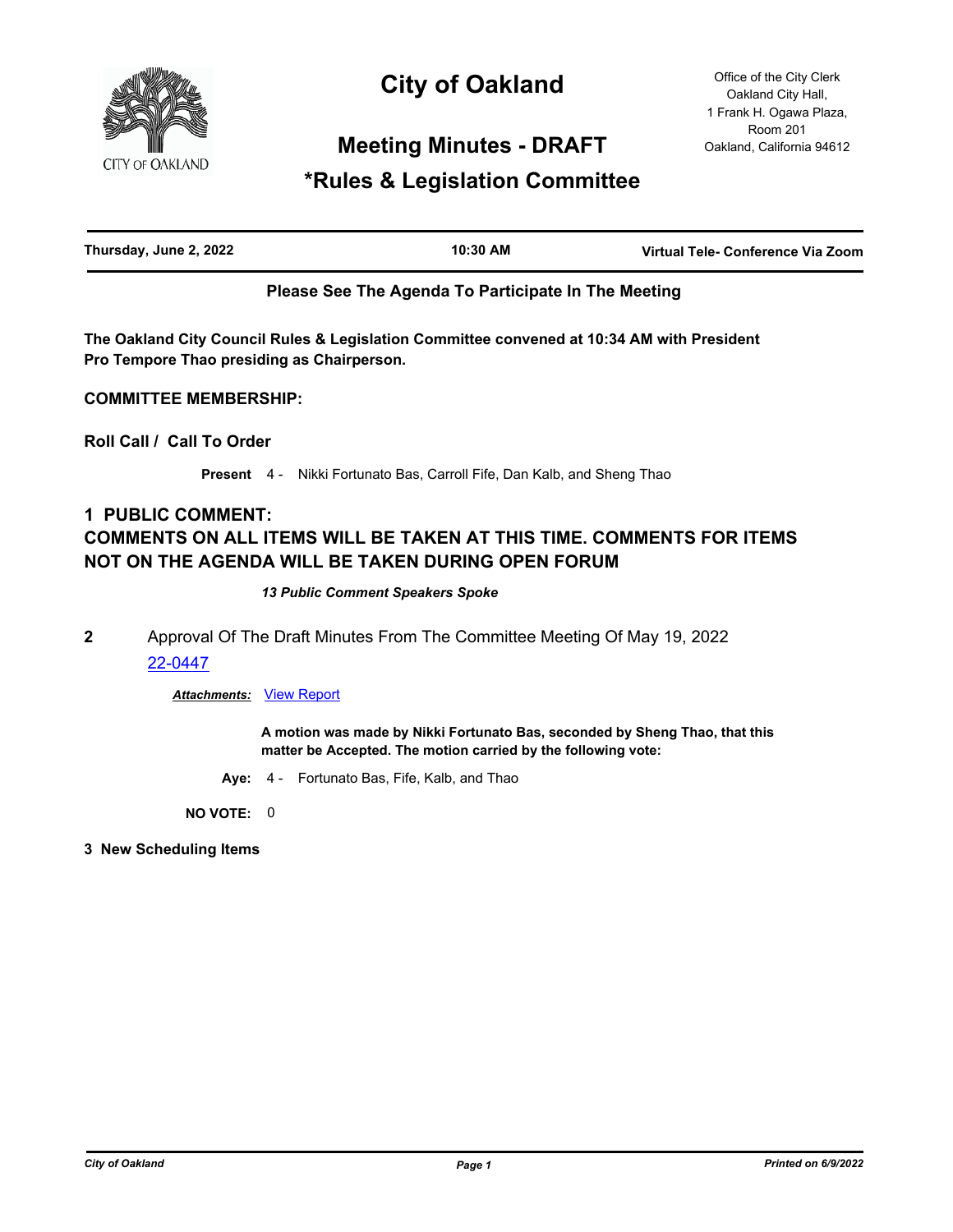# City of Oakland

Office of the City Clerk
Oakland City Hall,
1 Frank H. Ogawa Plaza,
Room 201
Oakland, California 94612

## Meeting Minutes - DRAFT

## *Rules & Legislation Committee

| Thursday, June 2, 2022 | 10:30 AM | Virtual Tele- Conference Via Zoom |
|---|---|---|

**Please See The Agenda To Participate In The Meeting**

**The Oakland City Council Rules & Legislation Committee convened at 10:34 AM with President Pro Tempore Thao presiding as Chairperson.**

**COMMITTEE MEMBERSHIP:**

### Roll Call / Call To Order

**Present** 4 - Nikki Fortunato Bas, Carroll Fife, Dan Kalb, and Sheng Thao

### 1 PUBLIC COMMENT:
### COMMENTS ON ALL ITEMS WILL BE TAKEN AT THIS TIME. COMMENTS FOR ITEMS NOT ON THE AGENDA WILL BE TAKEN DURING OPEN FORUM

***13 Public Comment Speakers Spoke***

**2** Approval Of The Draft Minutes From The Committee Meeting Of May 19, 2022

22-0447

***Attachments:*** View Report

**A motion was made by Nikki Fortunato Bas, seconded by Sheng Thao, that this matter be Accepted. The motion carried by the following vote:**

**Aye:** 4 - Fortunato Bas, Fife, Kalb, and Thao

**NO VOTE:** 0

### 3 New Scheduling Items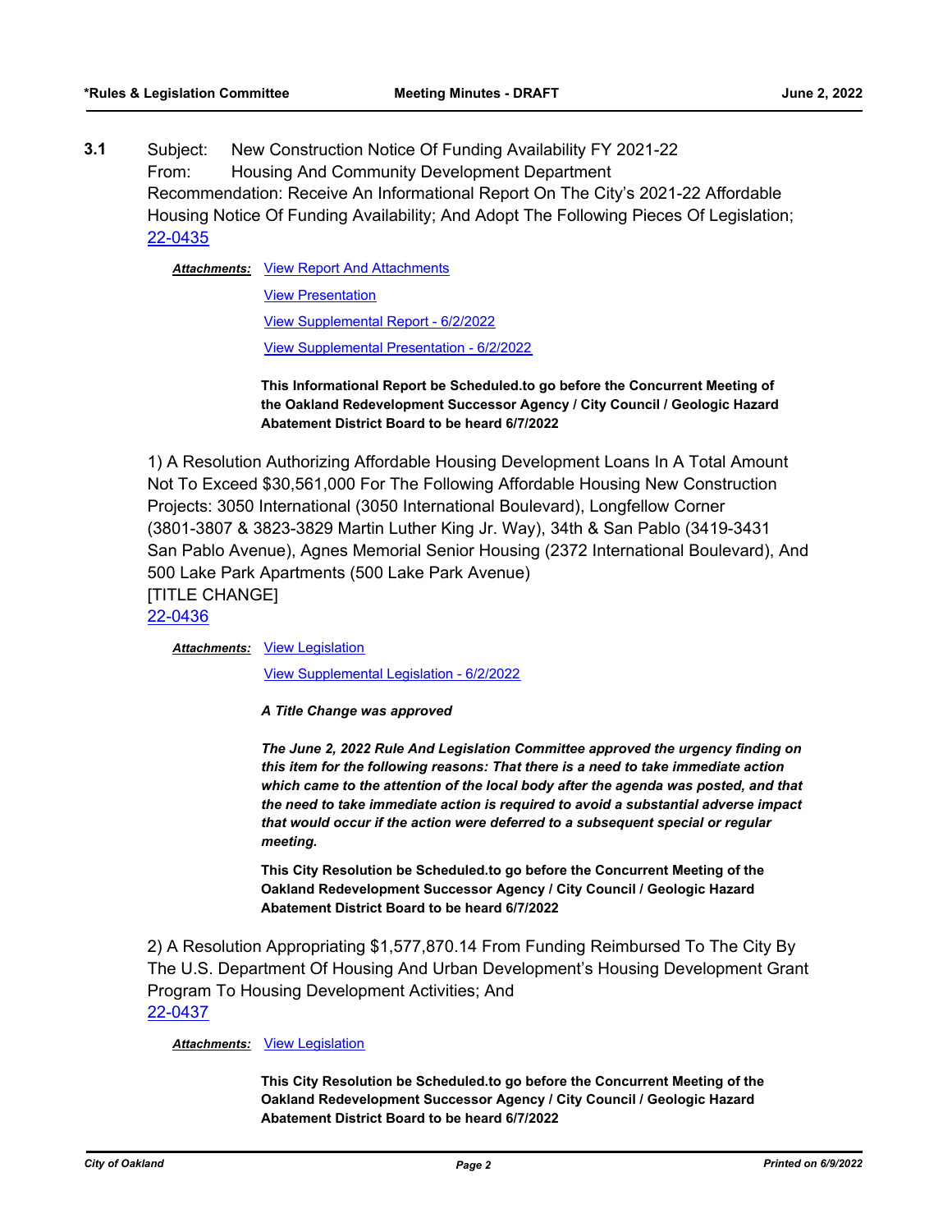**3.1** Subject: New Construction Notice Of Funding Availability FY 2021-22
From: Housing And Community Development Department
Recommendation: Receive An Informational Report On The City's 2021-22 Affordable Housing Notice Of Funding Availability; And Adopt The Following Pieces Of Legislation;
22-0435

***Attachments:*** View Report And Attachments

View Presentation

View Supplemental Report - 6/2/2022

View Supplemental Presentation - 6/2/2022

**This Informational Report be Scheduled.to go before the Concurrent Meeting of the Oakland Redevelopment Successor Agency / City Council / Geologic Hazard Abatement District Board to be heard 6/7/2022**

1) A Resolution Authorizing Affordable Housing Development Loans In A Total Amount Not To Exceed $30,561,000 For The Following Affordable Housing New Construction Projects: 3050 International (3050 International Boulevard), Longfellow Corner (3801-3807 & 3823-3829 Martin Luther King Jr. Way), 34th & San Pablo (3419-3431 San Pablo Avenue), Agnes Memorial Senior Housing (2372 International Boulevard), And 500 Lake Park Apartments (500 Lake Park Avenue)
[TITLE CHANGE]
22-0436

***Attachments:*** View Legislation

View Supplemental Legislation - 6/2/2022

***A Title Change was approved***

***The June 2, 2022 Rule And Legislation Committee approved the urgency finding on this item for the following reasons: That there is a need to take immediate action which came to the attention of the local body after the agenda was posted, and that the need to take immediate action is required to avoid a substantial adverse impact that would occur if the action were deferred to a subsequent special or regular meeting.***

**This City Resolution be Scheduled.to go before the Concurrent Meeting of the Oakland Redevelopment Successor Agency / City Council / Geologic Hazard Abatement District Board to be heard 6/7/2022**

2) A Resolution Appropriating $1,577,870.14 From Funding Reimbursed To The City By The U.S. Department Of Housing And Urban Development's Housing Development Grant Program To Housing Development Activities; And
22-0437

***Attachments:*** View Legislation

**This City Resolution be Scheduled.to go before the Concurrent Meeting of the Oakland Redevelopment Successor Agency / City Council / Geologic Hazard Abatement District Board to be heard 6/7/2022**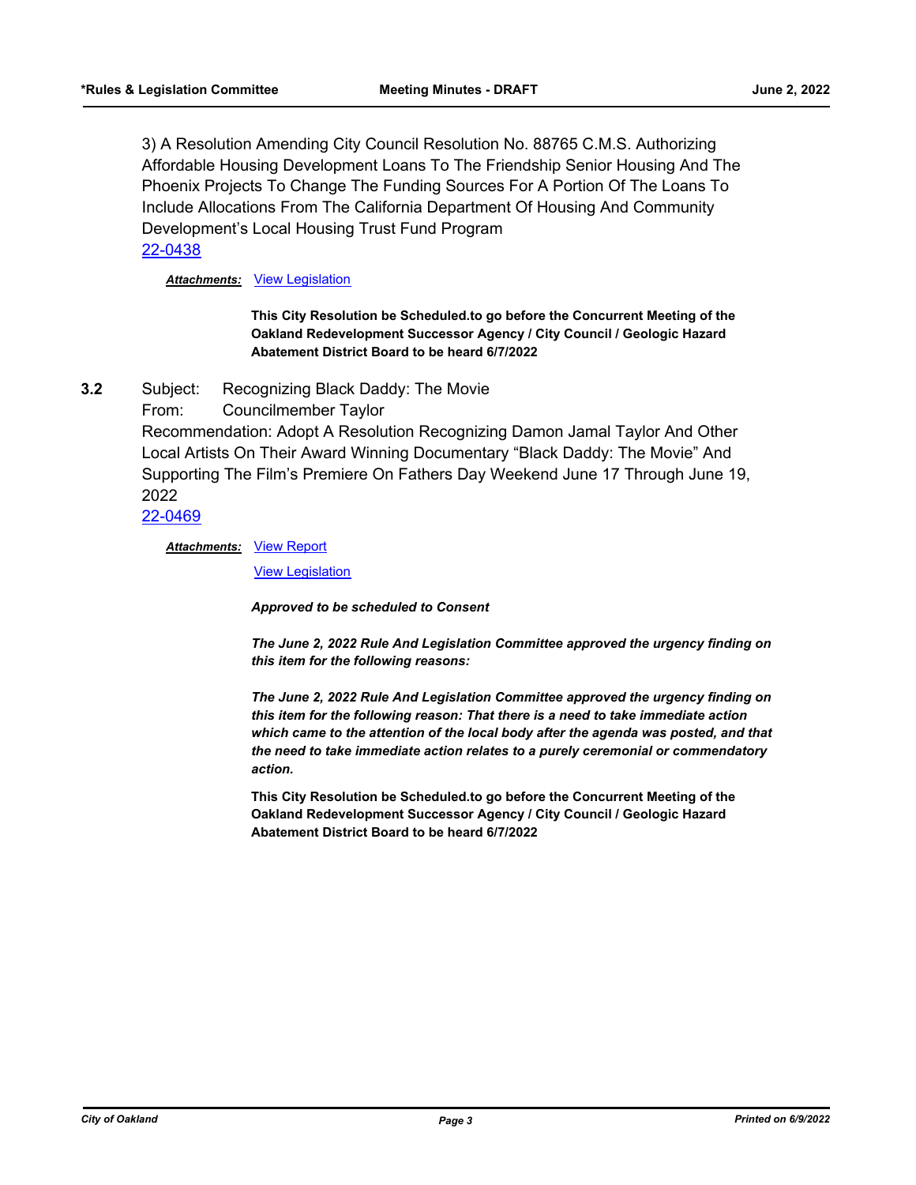3) A Resolution Amending City Council Resolution No. 88765 C.M.S. Authorizing Affordable Housing Development Loans To The Friendship Senior Housing And The Phoenix Projects To Change The Funding Sources For A Portion Of The Loans To Include Allocations From The California Department Of Housing And Community Development's Local Housing Trust Fund Program
22-0438

***Attachments:*** View Legislation

**This City Resolution be Scheduled.to go before the Concurrent Meeting of the Oakland Redevelopment Successor Agency / City Council / Geologic Hazard Abatement District Board to be heard 6/7/2022**

**3.2** Subject: Recognizing Black Daddy: The Movie
From: Councilmember Taylor
Recommendation: Adopt A Resolution Recognizing Damon Jamal Taylor And Other Local Artists On Their Award Winning Documentary "Black Daddy: The Movie" And Supporting The Film's Premiere On Fathers Day Weekend June 17 Through June 19, 2022
22-0469

***Attachments:*** View Report
View Legislation

***Approved to be scheduled to Consent***

***The June 2, 2022 Rule And Legislation Committee approved the urgency finding on this item for the following reasons:***

***The June 2, 2022 Rule And Legislation Committee approved the urgency finding on this item for the following reason: That there is a need to take immediate action which came to the attention of the local body after the agenda was posted, and that the need to take immediate action relates to a purely ceremonial or commendatory action.***

**This City Resolution be Scheduled.to go before the Concurrent Meeting of the Oakland Redevelopment Successor Agency / City Council / Geologic Hazard Abatement District Board to be heard 6/7/2022**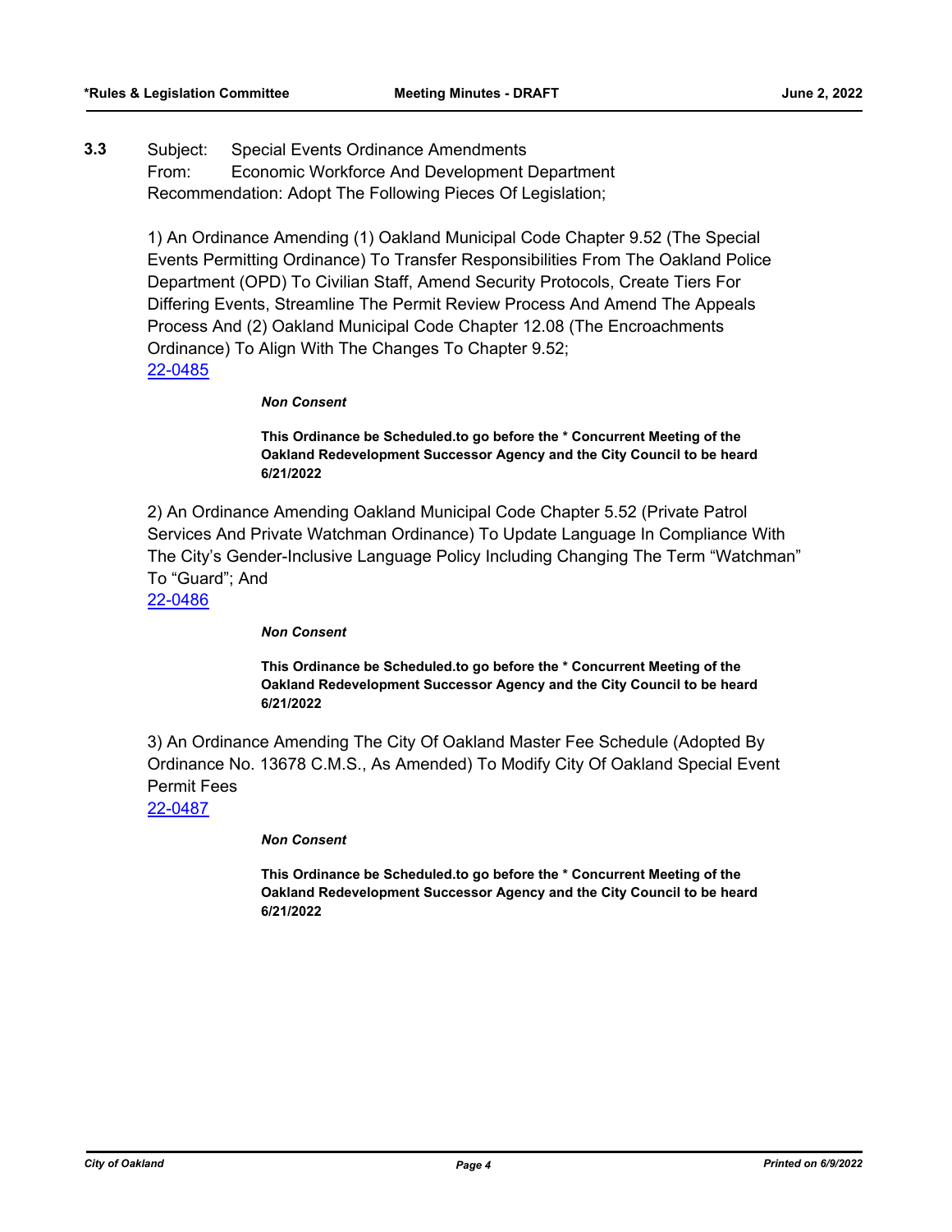**3.3** Subject: Special Events Ordinance Amendments
From: Economic Workforce And Development Department
Recommendation: Adopt The Following Pieces Of Legislation;

1) An Ordinance Amending (1) Oakland Municipal Code Chapter 9.52 (The Special Events Permitting Ordinance) To Transfer Responsibilities From The Oakland Police Department (OPD) To Civilian Staff, Amend Security Protocols, Create Tiers For Differing Events, Streamline The Permit Review Process And Amend The Appeals Process And (2) Oakland Municipal Code Chapter 12.08 (The Encroachments Ordinance) To Align With The Changes To Chapter 9.52;
22-0485

***Non Consent***

**This Ordinance be Scheduled.to go before the * Concurrent Meeting of the Oakland Redevelopment Successor Agency and the City Council to be heard 6/21/2022**

2) An Ordinance Amending Oakland Municipal Code Chapter 5.52 (Private Patrol Services And Private Watchman Ordinance) To Update Language In Compliance With The City's Gender-Inclusive Language Policy Including Changing The Term "Watchman" To "Guard"; And
22-0486

***Non Consent***

**This Ordinance be Scheduled.to go before the * Concurrent Meeting of the Oakland Redevelopment Successor Agency and the City Council to be heard 6/21/2022**

3) An Ordinance Amending The City Of Oakland Master Fee Schedule (Adopted By Ordinance No. 13678 C.M.S., As Amended) To Modify City Of Oakland Special Event Permit Fees
22-0487

***Non Consent***

**This Ordinance be Scheduled.to go before the * Concurrent Meeting of the Oakland Redevelopment Successor Agency and the City Council to be heard 6/21/2022**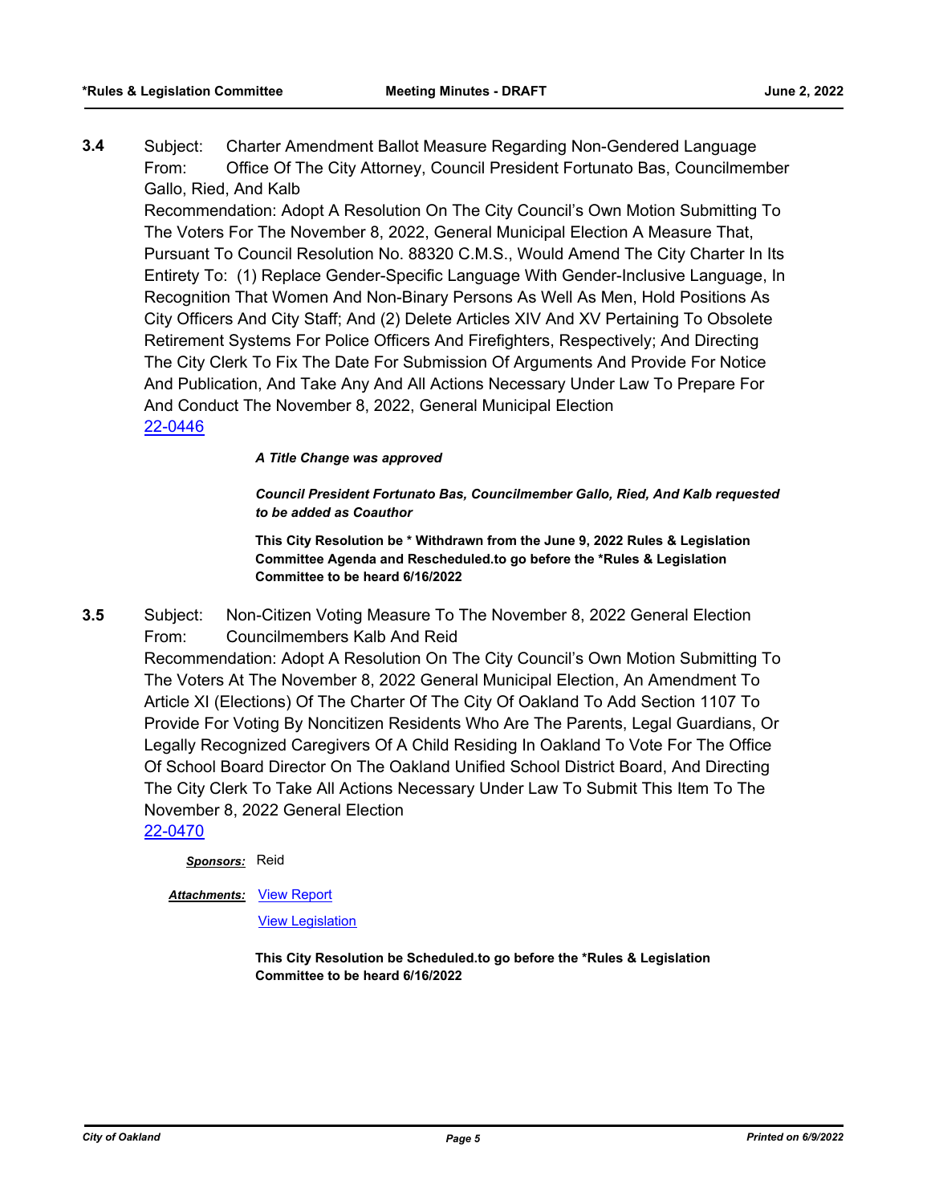**3.4** Subject: Charter Amendment Ballot Measure Regarding Non-Gendered Language
From: Office Of The City Attorney, Council President Fortunato Bas, Councilmember Gallo, Ried, And Kalb
Recommendation: Adopt A Resolution On The City Council's Own Motion Submitting To The Voters For The November 8, 2022, General Municipal Election A Measure That, Pursuant To Council Resolution No. 88320 C.M.S., Would Amend The City Charter In Its Entirety To: (1) Replace Gender-Specific Language With Gender-Inclusive Language, In Recognition That Women And Non-Binary Persons As Well As Men, Hold Positions As City Officers And City Staff; And (2) Delete Articles XIV And XV Pertaining To Obsolete Retirement Systems For Police Officers And Firefighters, Respectively; And Directing The City Clerk To Fix The Date For Submission Of Arguments And Provide For Notice And Publication, And Take Any And All Actions Necessary Under Law To Prepare For And Conduct The November 8, 2022, General Municipal Election
22-0446

***A Title Change was approved***

***Council President Fortunato Bas, Councilmember Gallo, Ried, And Kalb requested to be added as Coauthor***

**This City Resolution be * Withdrawn from the June 9, 2022 Rules & Legislation Committee Agenda and Rescheduled.to go before the *Rules & Legislation Committee to be heard 6/16/2022**

**3.5** Subject: Non-Citizen Voting Measure To The November 8, 2022 General Election
From: Councilmembers Kalb And Reid
Recommendation: Adopt A Resolution On The City Council's Own Motion Submitting To The Voters At The November 8, 2022 General Municipal Election, An Amendment To Article XI (Elections) Of The Charter Of The City Of Oakland To Add Section 1107 To Provide For Voting By Noncitizen Residents Who Are The Parents, Legal Guardians, Or Legally Recognized Caregivers Of A Child Residing In Oakland To Vote For The Office Of School Board Director On The Oakland Unified School District Board, And Directing The City Clerk To Take All Actions Necessary Under Law To Submit This Item To The November 8, 2022 General Election
22-0470

***Sponsors:*** Reid

***Attachments:*** View Report
View Legislation

**This City Resolution be Scheduled.to go before the *Rules & Legislation Committee to be heard 6/16/2022**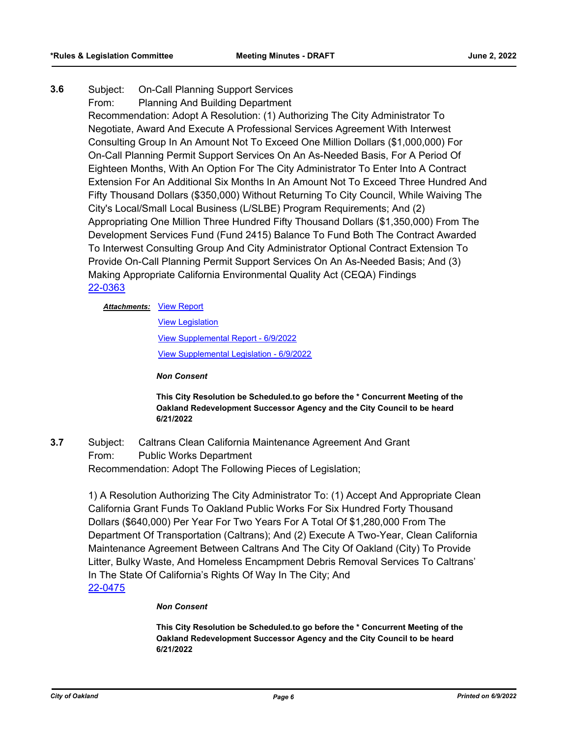**3.6** Subject: On-Call Planning Support Services

From: Planning And Building Department

Recommendation: Adopt A Resolution: (1) Authorizing The City Administrator To Negotiate, Award And Execute A Professional Services Agreement With Interwest Consulting Group In An Amount Not To Exceed One Million Dollars ($1,000,000) For On-Call Planning Permit Support Services On An As-Needed Basis, For A Period Of Eighteen Months, With An Option For The City Administrator To Enter Into A Contract Extension For An Additional Six Months In An Amount Not To Exceed Three Hundred And Fifty Thousand Dollars ($350,000) Without Returning To City Council, While Waiving The City's Local/Small Local Business (L/SLBE) Program Requirements; And (2) Appropriating One Million Three Hundred Fifty Thousand Dollars ($1,350,000) From The Development Services Fund (Fund 2415) Balance To Fund Both The Contract Awarded To Interwest Consulting Group And City Administrator Optional Contract Extension To Provide On-Call Planning Permit Support Services On An As-Needed Basis; And (3) Making Appropriate California Environmental Quality Act (CEQA) Findings

22-0363

***Attachments:*** View Report

View Legislation

View Supplemental Report - 6/9/2022

View Supplemental Legislation - 6/9/2022

***Non Consent***

**This City Resolution be Scheduled.to go before the * Concurrent Meeting of the Oakland Redevelopment Successor Agency and the City Council to be heard 6/21/2022**

**3.7** Subject: Caltrans Clean California Maintenance Agreement And Grant

From: Public Works Department

Recommendation: Adopt The Following Pieces of Legislation;

1) A Resolution Authorizing The City Administrator To: (1) Accept And Appropriate Clean California Grant Funds To Oakland Public Works For Six Hundred Forty Thousand Dollars ($640,000) Per Year For Two Years For A Total Of $1,280,000 From The Department Of Transportation (Caltrans); And (2) Execute A Two-Year, Clean California Maintenance Agreement Between Caltrans And The City Of Oakland (City) To Provide Litter, Bulky Waste, And Homeless Encampment Debris Removal Services To Caltrans' In The State Of California's Rights Of Way In The City; And

22-0475

***Non Consent***

**This City Resolution be Scheduled.to go before the * Concurrent Meeting of the Oakland Redevelopment Successor Agency and the City Council to be heard 6/21/2022**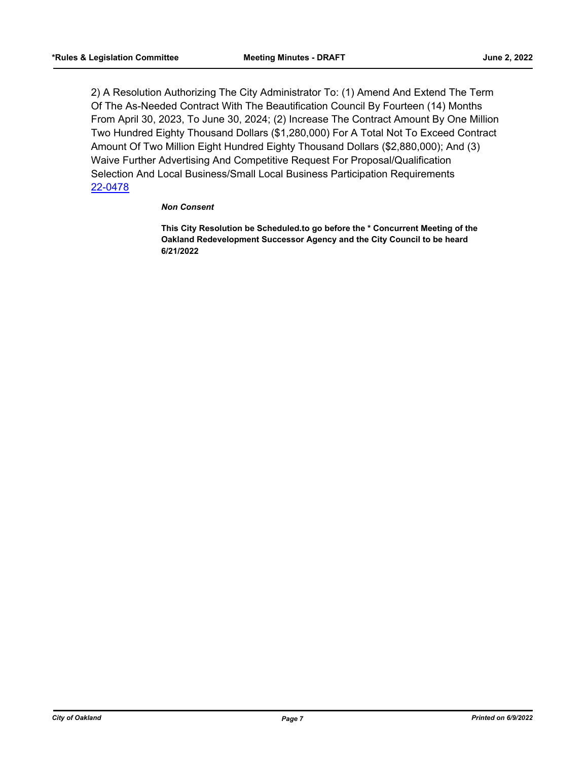2) A Resolution Authorizing The City Administrator To: (1) Amend And Extend The Term Of The As-Needed Contract With The Beautification Council By Fourteen (14) Months From April 30, 2023, To June 30, 2024; (2) Increase The Contract Amount By One Million Two Hundred Eighty Thousand Dollars ($1,280,000) For A Total Not To Exceed Contract Amount Of Two Million Eight Hundred Eighty Thousand Dollars ($2,880,000); And (3) Waive Further Advertising And Competitive Request For Proposal/Qualification Selection And Local Business/Small Local Business Participation Requirements
22-0478

***Non Consent***

**This City Resolution be Scheduled.to go before the * Concurrent Meeting of the Oakland Redevelopment Successor Agency and the City Council to be heard 6/21/2022**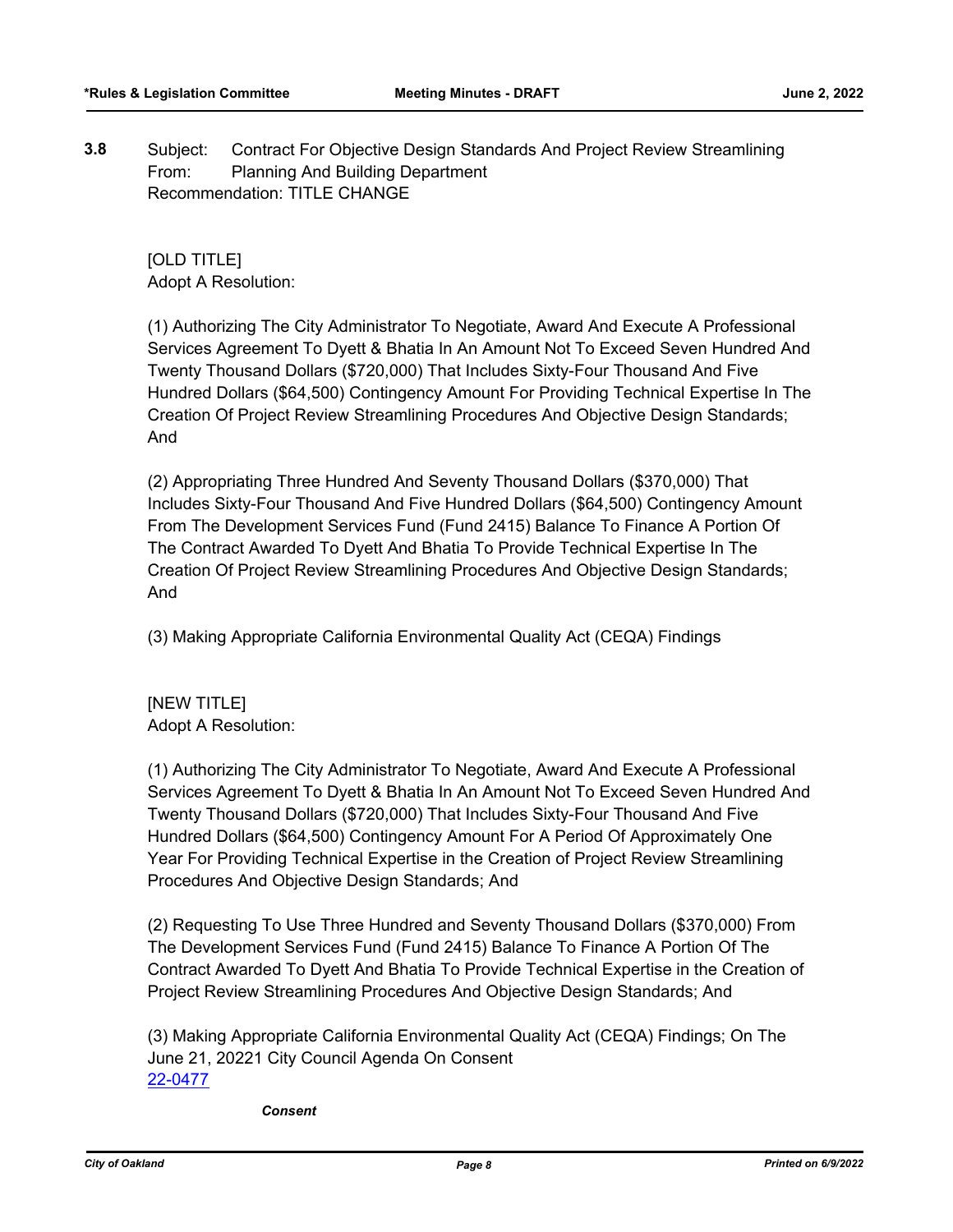**3.8** Subject: Contract For Objective Design Standards And Project Review Streamlining
From: Planning And Building Department
Recommendation: TITLE CHANGE

[OLD TITLE]
Adopt A Resolution:

(1) Authorizing The City Administrator To Negotiate, Award And Execute A Professional Services Agreement To Dyett & Bhatia In An Amount Not To Exceed Seven Hundred And Twenty Thousand Dollars ($720,000) That Includes Sixty-Four Thousand And Five Hundred Dollars ($64,500) Contingency Amount For Providing Technical Expertise In The Creation Of Project Review Streamlining Procedures And Objective Design Standards; And

(2) Appropriating Three Hundred And Seventy Thousand Dollars ($370,000) That Includes Sixty-Four Thousand And Five Hundred Dollars ($64,500) Contingency Amount From The Development Services Fund (Fund 2415) Balance To Finance A Portion Of The Contract Awarded To Dyett And Bhatia To Provide Technical Expertise In The Creation Of Project Review Streamlining Procedures And Objective Design Standards; And

(3) Making Appropriate California Environmental Quality Act (CEQA) Findings

[NEW TITLE]
Adopt A Resolution:

(1) Authorizing The City Administrator To Negotiate, Award And Execute A Professional Services Agreement To Dyett & Bhatia In An Amount Not To Exceed Seven Hundred And Twenty Thousand Dollars ($720,000) That Includes Sixty-Four Thousand And Five Hundred Dollars ($64,500) Contingency Amount For A Period Of Approximately One Year For Providing Technical Expertise in the Creation of Project Review Streamlining Procedures And Objective Design Standards; And

(2) Requesting To Use Three Hundred and Seventy Thousand Dollars ($370,000) From The Development Services Fund (Fund 2415) Balance To Finance A Portion Of The Contract Awarded To Dyett And Bhatia To Provide Technical Expertise in the Creation of Project Review Streamlining Procedures And Objective Design Standards; And

(3) Making Appropriate California Environmental Quality Act (CEQA) Findings; On The June 21, 20221 City Council Agenda On Consent
22-0477

*Consent*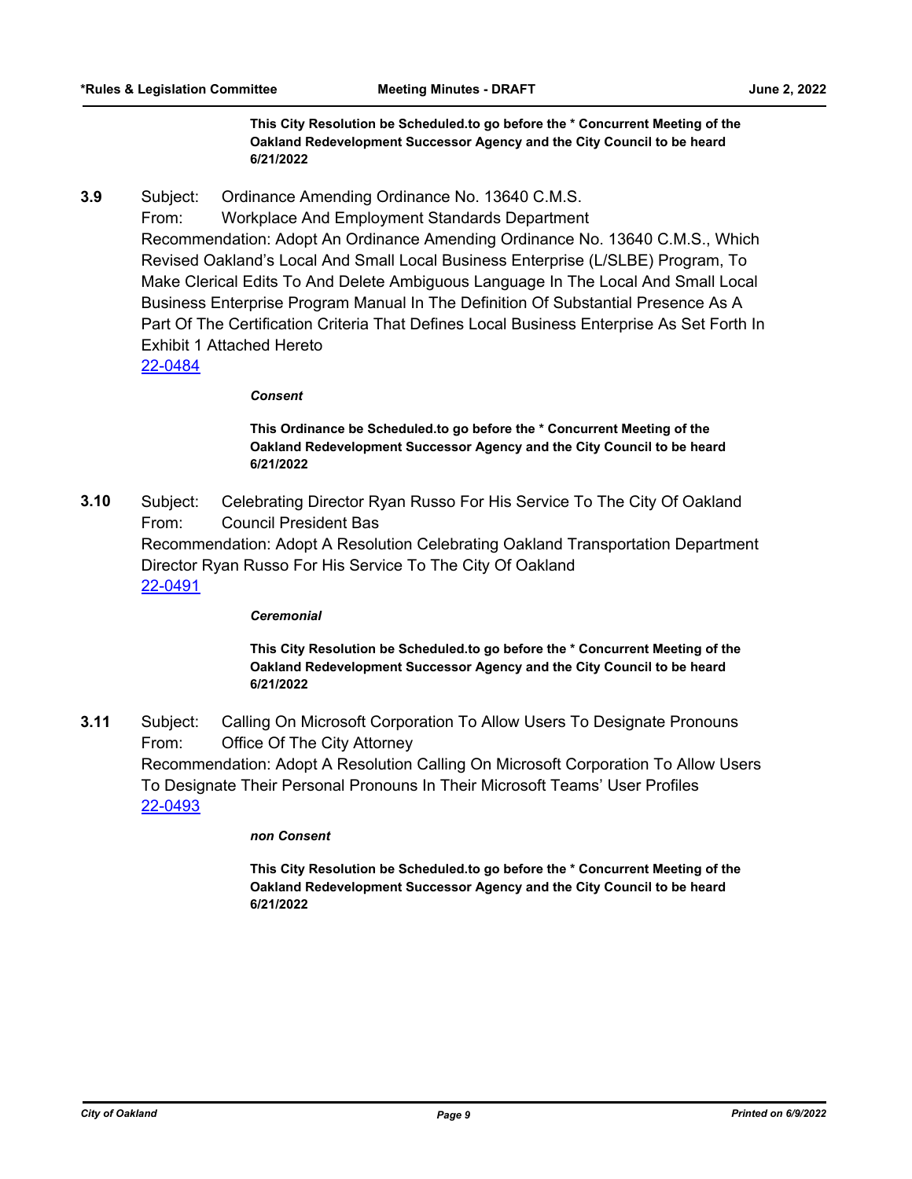**This City Resolution be Scheduled.to go before the * Concurrent Meeting of the Oakland Redevelopment Successor Agency and the City Council to be heard 6/21/2022**

**3.9** Subject: Ordinance Amending Ordinance No. 13640 C.M.S.
From: Workplace And Employment Standards Department
Recommendation: Adopt An Ordinance Amending Ordinance No. 13640 C.M.S., Which Revised Oakland's Local And Small Local Business Enterprise (L/SLBE) Program, To Make Clerical Edits To And Delete Ambiguous Language In The Local And Small Local Business Enterprise Program Manual In The Definition Of Substantial Presence As A Part Of The Certification Criteria That Defines Local Business Enterprise As Set Forth In Exhibit 1 Attached Hereto
22-0484

***Consent***

**This Ordinance be Scheduled.to go before the * Concurrent Meeting of the Oakland Redevelopment Successor Agency and the City Council to be heard 6/21/2022**

**3.10** Subject: Celebrating Director Ryan Russo For His Service To The City Of Oakland
From: Council President Bas
Recommendation: Adopt A Resolution Celebrating Oakland Transportation Department Director Ryan Russo For His Service To The City Of Oakland
22-0491

***Ceremonial***

**This City Resolution be Scheduled.to go before the * Concurrent Meeting of the Oakland Redevelopment Successor Agency and the City Council to be heard 6/21/2022**

**3.11** Subject: Calling On Microsoft Corporation To Allow Users To Designate Pronouns
From: Office Of The City Attorney
Recommendation: Adopt A Resolution Calling On Microsoft Corporation To Allow Users To Designate Their Personal Pronouns In Their Microsoft Teams' User Profiles
22-0493

***non Consent***

**This City Resolution be Scheduled.to go before the * Concurrent Meeting of the Oakland Redevelopment Successor Agency and the City Council to be heard 6/21/2022**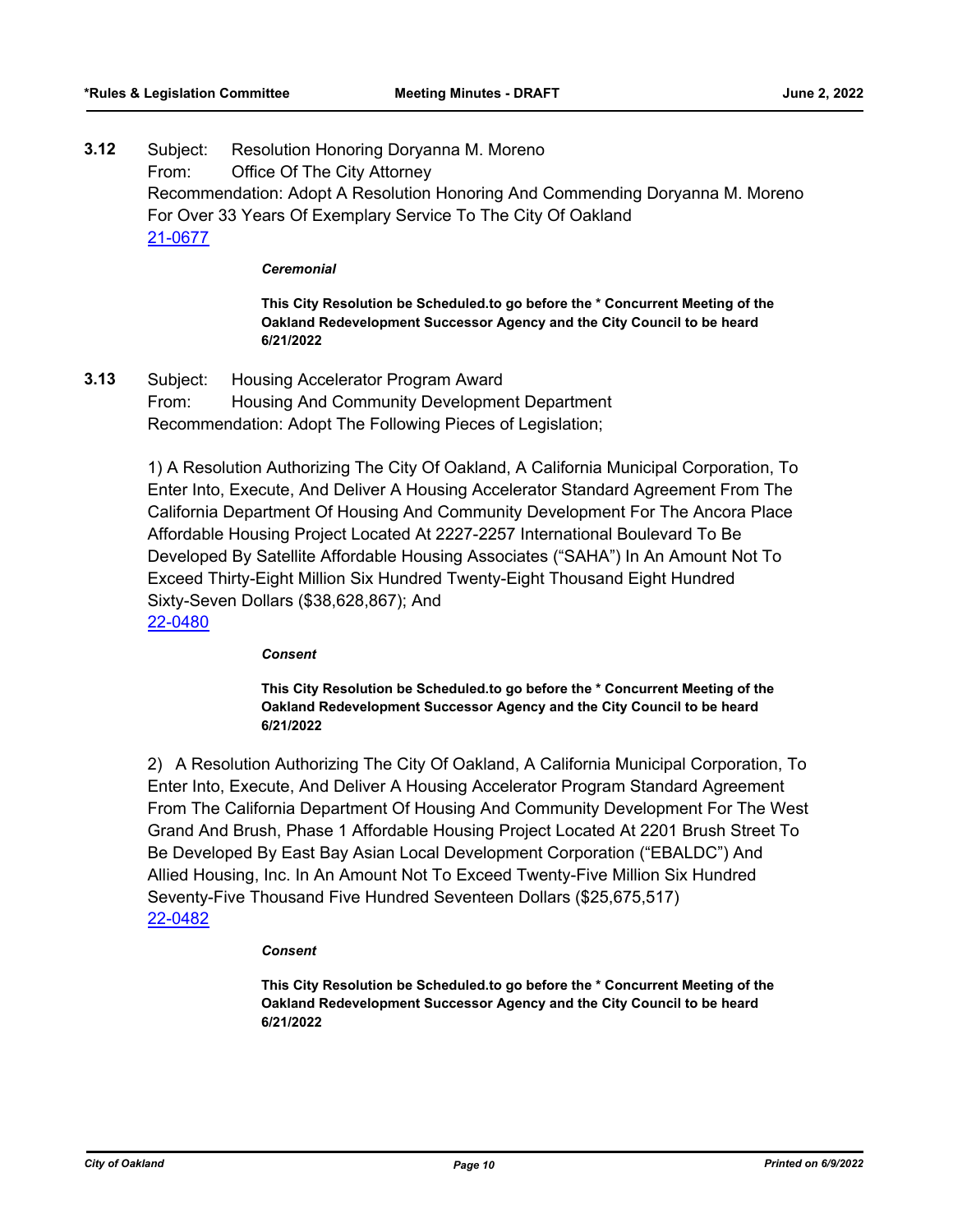**3.12** Subject: Resolution Honoring Doryanna M. Moreno
From: Office Of The City Attorney
Recommendation: Adopt A Resolution Honoring And Commending Doryanna M. Moreno For Over 33 Years Of Exemplary Service To The City Of Oakland
[21-0677](21-0677)

***Ceremonial***

**This City Resolution be Scheduled.to go before the * Concurrent Meeting of the Oakland Redevelopment Successor Agency and the City Council to be heard 6/21/2022**

**3.13** Subject: Housing Accelerator Program Award
From: Housing And Community Development Department
Recommendation: Adopt The Following Pieces of Legislation;

1) A Resolution Authorizing The City Of Oakland, A California Municipal Corporation, To Enter Into, Execute, And Deliver A Housing Accelerator Standard Agreement From The California Department Of Housing And Community Development For The Ancora Place Affordable Housing Project Located At 2227-2257 International Boulevard To Be Developed By Satellite Affordable Housing Associates ("SAHA") In An Amount Not To Exceed Thirty-Eight Million Six Hundred Twenty-Eight Thousand Eight Hundred Sixty-Seven Dollars ($38,628,867); And
[22-0480](22-0480)

***Consent***

**This City Resolution be Scheduled.to go before the * Concurrent Meeting of the Oakland Redevelopment Successor Agency and the City Council to be heard 6/21/2022**

2) A Resolution Authorizing The City Of Oakland, A California Municipal Corporation, To Enter Into, Execute, And Deliver A Housing Accelerator Program Standard Agreement From The California Department Of Housing And Community Development For The West Grand And Brush, Phase 1 Affordable Housing Project Located At 2201 Brush Street To Be Developed By East Bay Asian Local Development Corporation ("EBALDC") And Allied Housing, Inc. In An Amount Not To Exceed Twenty-Five Million Six Hundred Seventy-Five Thousand Five Hundred Seventeen Dollars ($25,675,517)
[22-0482](22-0482)

***Consent***

**This City Resolution be Scheduled.to go before the * Concurrent Meeting of the Oakland Redevelopment Successor Agency and the City Council to be heard 6/21/2022**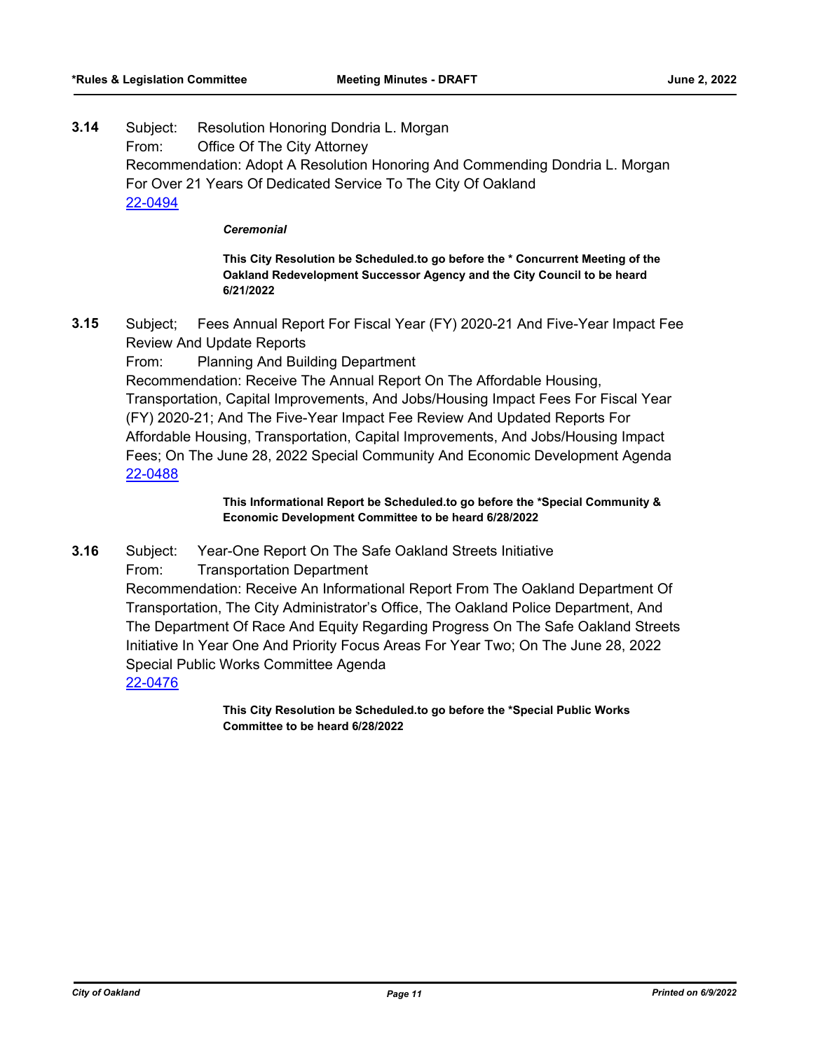**3.14** Subject: Resolution Honoring Dondria L. Morgan
From: Office Of The City Attorney
Recommendation: Adopt A Resolution Honoring And Commending Dondria L. Morgan For Over 21 Years Of Dedicated Service To The City Of Oakland
22-0494

*Ceremonial*

**This City Resolution be Scheduled.to go before the * Concurrent Meeting of the Oakland Redevelopment Successor Agency and the City Council to be heard 6/21/2022**

**3.15** Subject; Fees Annual Report For Fiscal Year (FY) 2020-21 And Five-Year Impact Fee Review And Update Reports
From: Planning And Building Department
Recommendation: Receive The Annual Report On The Affordable Housing, Transportation, Capital Improvements, And Jobs/Housing Impact Fees For Fiscal Year (FY) 2020-21; And The Five-Year Impact Fee Review And Updated Reports For Affordable Housing, Transportation, Capital Improvements, And Jobs/Housing Impact Fees; On The June 28, 2022 Special Community And Economic Development Agenda
22-0488

**This Informational Report be Scheduled.to go before the *Special Community & Economic Development Committee to be heard 6/28/2022**

**3.16** Subject: Year-One Report On The Safe Oakland Streets Initiative
From: Transportation Department
Recommendation: Receive An Informational Report From The Oakland Department Of Transportation, The City Administrator's Office, The Oakland Police Department, And The Department Of Race And Equity Regarding Progress On The Safe Oakland Streets Initiative In Year One And Priority Focus Areas For Year Two; On The June 28, 2022 Special Public Works Committee Agenda
22-0476

**This City Resolution be Scheduled.to go before the *Special Public Works Committee to be heard 6/28/2022**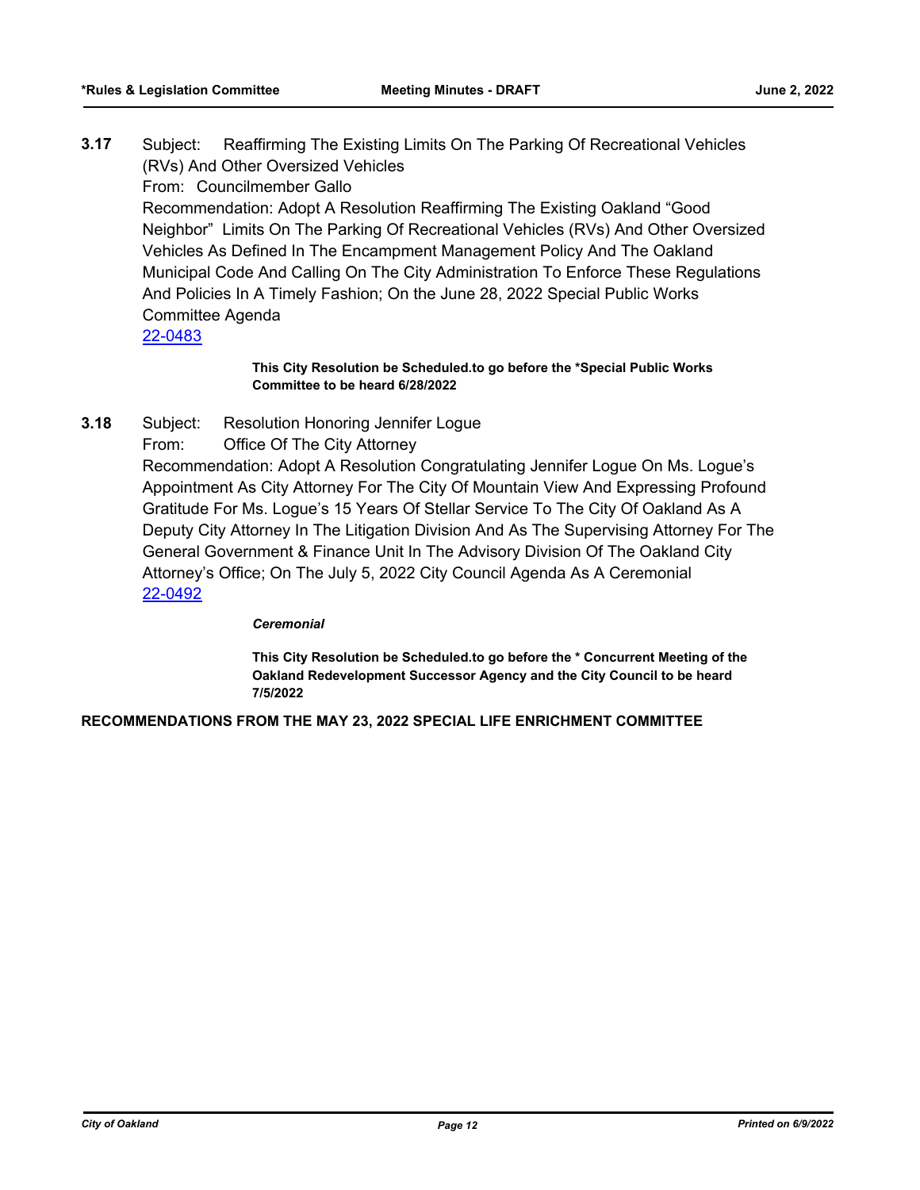**3.17** Subject: Reaffirming The Existing Limits On The Parking Of Recreational Vehicles (RVs) And Other Oversized Vehicles

From: Councilmember Gallo

Recommendation: Adopt A Resolution Reaffirming The Existing Oakland "Good Neighbor" Limits On The Parking Of Recreational Vehicles (RVs) And Other Oversized Vehicles As Defined In The Encampment Management Policy And The Oakland Municipal Code And Calling On The City Administration To Enforce These Regulations And Policies In A Timely Fashion; On the June 28, 2022 Special Public Works Committee Agenda

22-0483

**This City Resolution be Scheduled.to go before the *Special Public Works Committee to be heard 6/28/2022**

**3.18** Subject: Resolution Honoring Jennifer Logue

From: Office Of The City Attorney

Recommendation: Adopt A Resolution Congratulating Jennifer Logue On Ms. Logue's Appointment As City Attorney For The City Of Mountain View And Expressing Profound Gratitude For Ms. Logue's 15 Years Of Stellar Service To The City Of Oakland As A Deputy City Attorney In The Litigation Division And As The Supervising Attorney For The General Government & Finance Unit In The Advisory Division Of The Oakland City Attorney's Office; On The July 5, 2022 City Council Agenda As A Ceremonial

22-0492

***Ceremonial***

**This City Resolution be Scheduled.to go before the * Concurrent Meeting of the Oakland Redevelopment Successor Agency and the City Council to be heard 7/5/2022**

**RECOMMENDATIONS FROM THE MAY 23, 2022 SPECIAL LIFE ENRICHMENT COMMITTEE**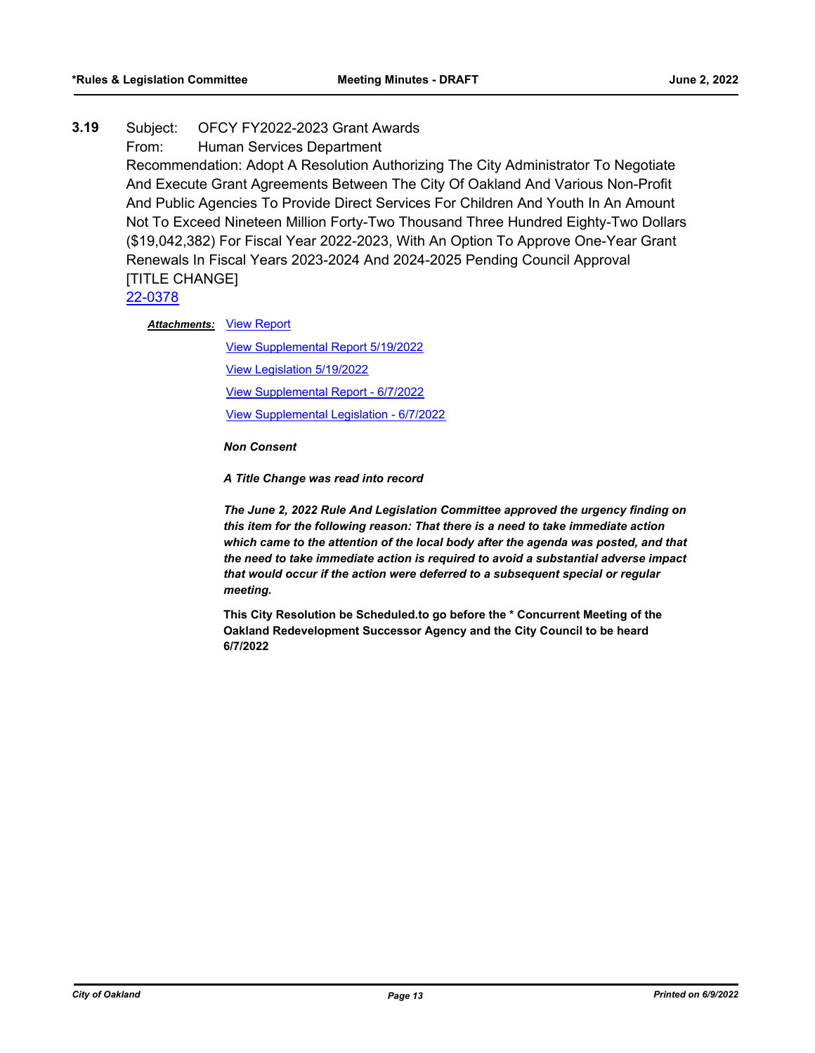**3.19** Subject: OFCY FY2022-2023 Grant Awards

From: Human Services Department

Recommendation: Adopt A Resolution Authorizing The City Administrator To Negotiate And Execute Grant Agreements Between The City Of Oakland And Various Non-Profit And Public Agencies To Provide Direct Services For Children And Youth In An Amount Not To Exceed Nineteen Million Forty-Two Thousand Three Hundred Eighty-Two Dollars ($19,042,382) For Fiscal Year 2022-2023, With An Option To Approve One-Year Grant Renewals In Fiscal Years 2023-2024 And 2024-2025 Pending Council Approval [TITLE CHANGE]

22-0378

***Attachments:*** View Report

View Supplemental Report 5/19/2022

View Legislation 5/19/2022

View Supplemental Report - 6/7/2022

View Supplemental Legislation - 6/7/2022

***Non Consent***

***A Title Change was read into record***

***The June 2, 2022 Rule And Legislation Committee approved the urgency finding on this item for the following reason: That there is a need to take immediate action which came to the attention of the local body after the agenda was posted, and that the need to take immediate action is required to avoid a substantial adverse impact that would occur if the action were deferred to a subsequent special or regular meeting.***

**This City Resolution be Scheduled.to go before the * Concurrent Meeting of the Oakland Redevelopment Successor Agency and the City Council to be heard 6/7/2022**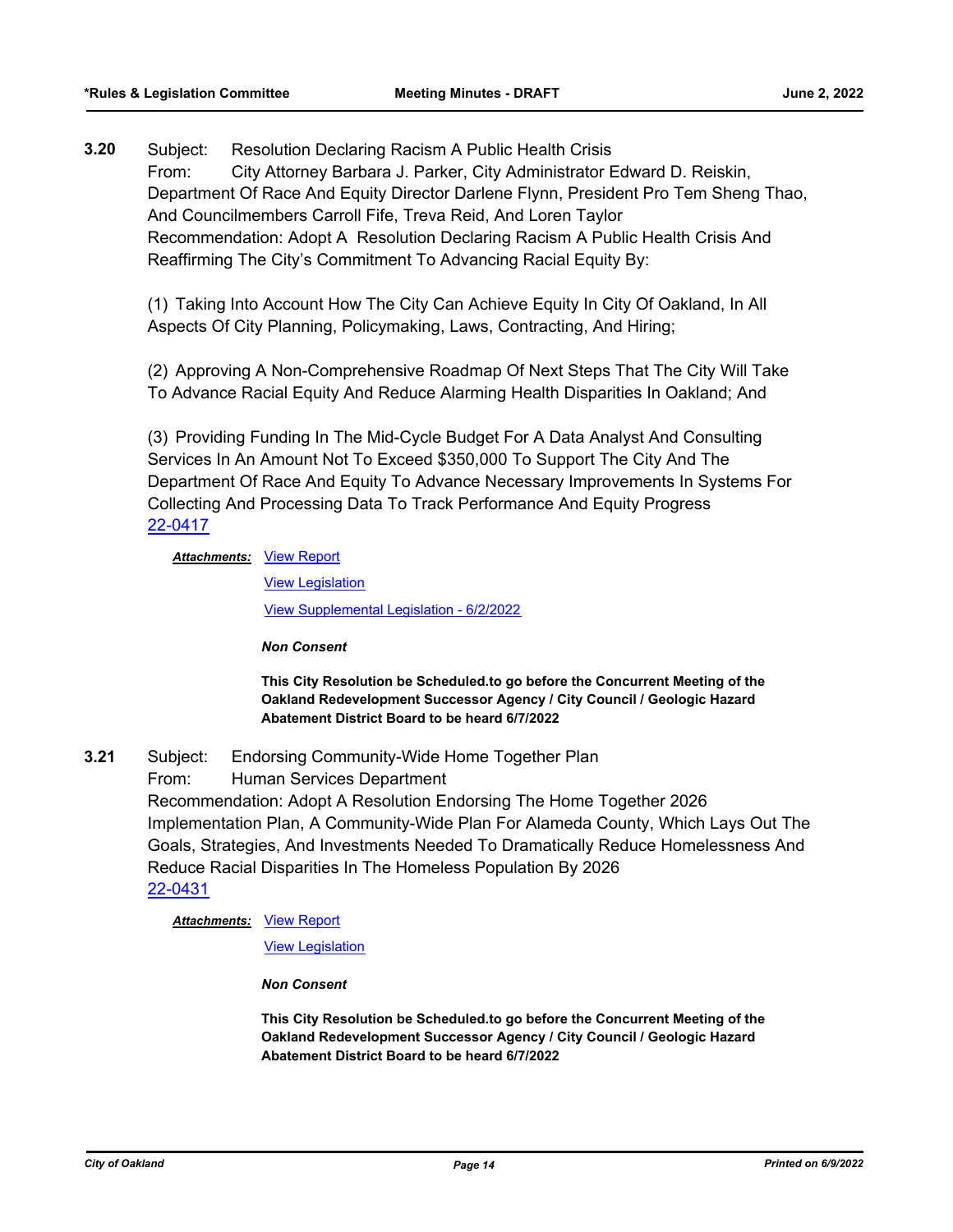**3.20** Subject: Resolution Declaring Racism A Public Health Crisis

From: City Attorney Barbara J. Parker, City Administrator Edward D. Reiskin, Department Of Race And Equity Director Darlene Flynn, President Pro Tem Sheng Thao, And Councilmembers Carroll Fife, Treva Reid, And Loren Taylor

Recommendation: Adopt A Resolution Declaring Racism A Public Health Crisis And Reaffirming The City's Commitment To Advancing Racial Equity By:

(1) Taking Into Account How The City Can Achieve Equity In City Of Oakland, In All Aspects Of City Planning, Policymaking, Laws, Contracting, And Hiring;

(2) Approving A Non-Comprehensive Roadmap Of Next Steps That The City Will Take To Advance Racial Equity And Reduce Alarming Health Disparities In Oakland; And

(3) Providing Funding In The Mid-Cycle Budget For A Data Analyst And Consulting Services In An Amount Not To Exceed $350,000 To Support The City And The Department Of Race And Equity To Advance Necessary Improvements In Systems For Collecting And Processing Data To Track Performance And Equity Progress

22-0417

***Attachments:*** View Report

View Legislation

View Supplemental Legislation - 6/2/2022

***Non Consent***

**This City Resolution be Scheduled.to go before the Concurrent Meeting of the Oakland Redevelopment Successor Agency / City Council / Geologic Hazard Abatement District Board to be heard 6/7/2022**

**3.21** Subject: Endorsing Community-Wide Home Together Plan

From: Human Services Department

Recommendation: Adopt A Resolution Endorsing The Home Together 2026 Implementation Plan, A Community-Wide Plan For Alameda County, Which Lays Out The Goals, Strategies, And Investments Needed To Dramatically Reduce Homelessness And Reduce Racial Disparities In The Homeless Population By 2026

22-0431

***Attachments:*** View Report

View Legislation

***Non Consent***

**This City Resolution be Scheduled.to go before the Concurrent Meeting of the Oakland Redevelopment Successor Agency / City Council / Geologic Hazard Abatement District Board to be heard 6/7/2022**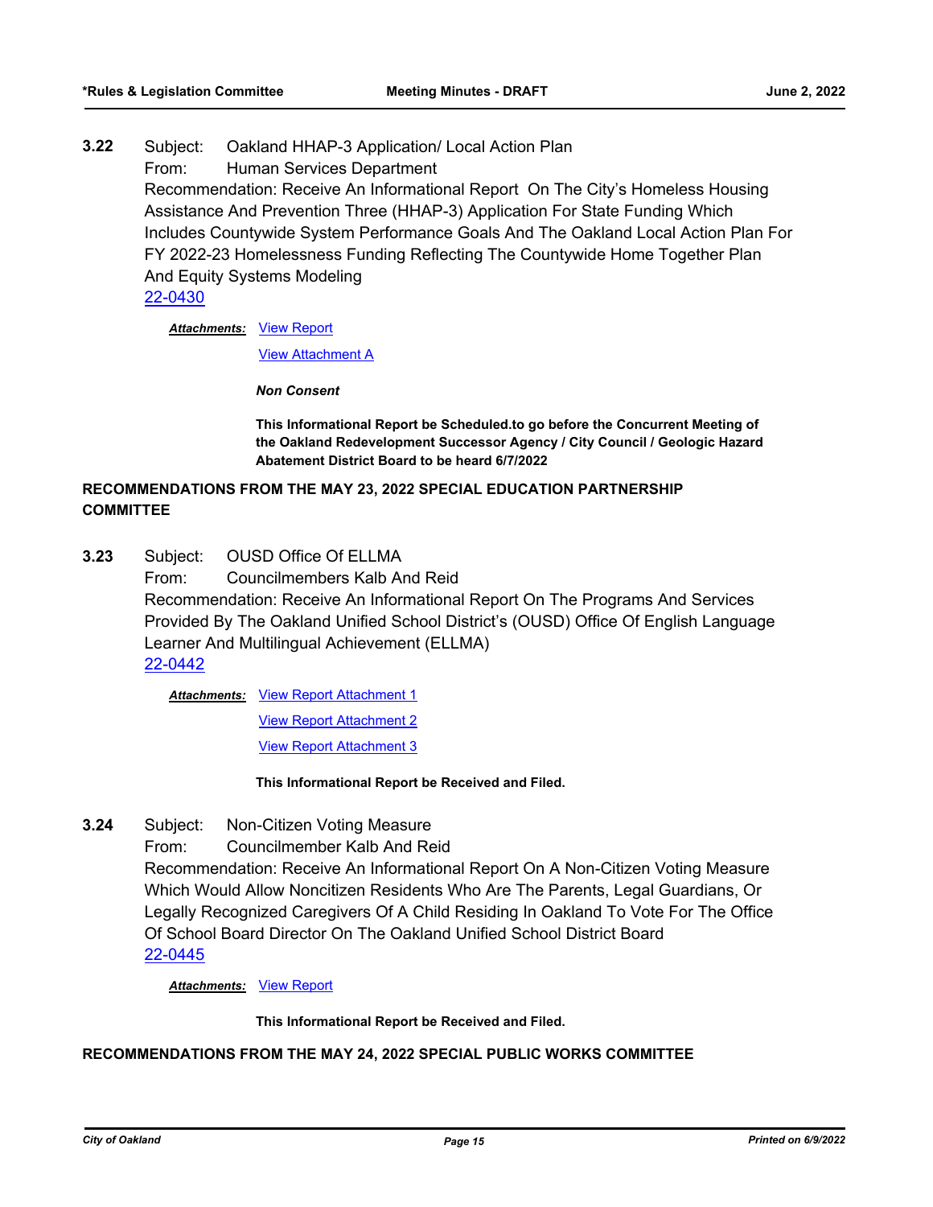**3.22** Subject: Oakland HHAP-3 Application/ Local Action Plan

From: Human Services Department

Recommendation: Receive An Informational Report On The City's Homeless Housing Assistance And Prevention Three (HHAP-3) Application For State Funding Which Includes Countywide System Performance Goals And The Oakland Local Action Plan For FY 2022-23 Homelessness Funding Reflecting The Countywide Home Together Plan And Equity Systems Modeling

22-0430

***Attachments:*** View Report

View Attachment A

***Non Consent***

**This Informational Report be Scheduled.to go before the Concurrent Meeting of the Oakland Redevelopment Successor Agency / City Council / Geologic Hazard Abatement District Board to be heard 6/7/2022**

**RECOMMENDATIONS FROM THE MAY 23, 2022 SPECIAL EDUCATION PARTNERSHIP COMMITTEE**

**3.23** Subject: OUSD Office Of ELLMA

From: Councilmembers Kalb And Reid

Recommendation: Receive An Informational Report On The Programs And Services Provided By The Oakland Unified School District's (OUSD) Office Of English Language Learner And Multilingual Achievement (ELLMA)

22-0442

***Attachments:*** View Report Attachment 1

View Report Attachment 2

View Report Attachment 3

**This Informational Report be Received and Filed.**

**3.24** Subject: Non-Citizen Voting Measure

From: Councilmember Kalb And Reid

Recommendation: Receive An Informational Report On A Non-Citizen Voting Measure Which Would Allow Noncitizen Residents Who Are The Parents, Legal Guardians, Or Legally Recognized Caregivers Of A Child Residing In Oakland To Vote For The Office Of School Board Director On The Oakland Unified School District Board

22-0445

***Attachments:*** View Report

**This Informational Report be Received and Filed.**

**RECOMMENDATIONS FROM THE MAY 24, 2022 SPECIAL PUBLIC WORKS COMMITTEE**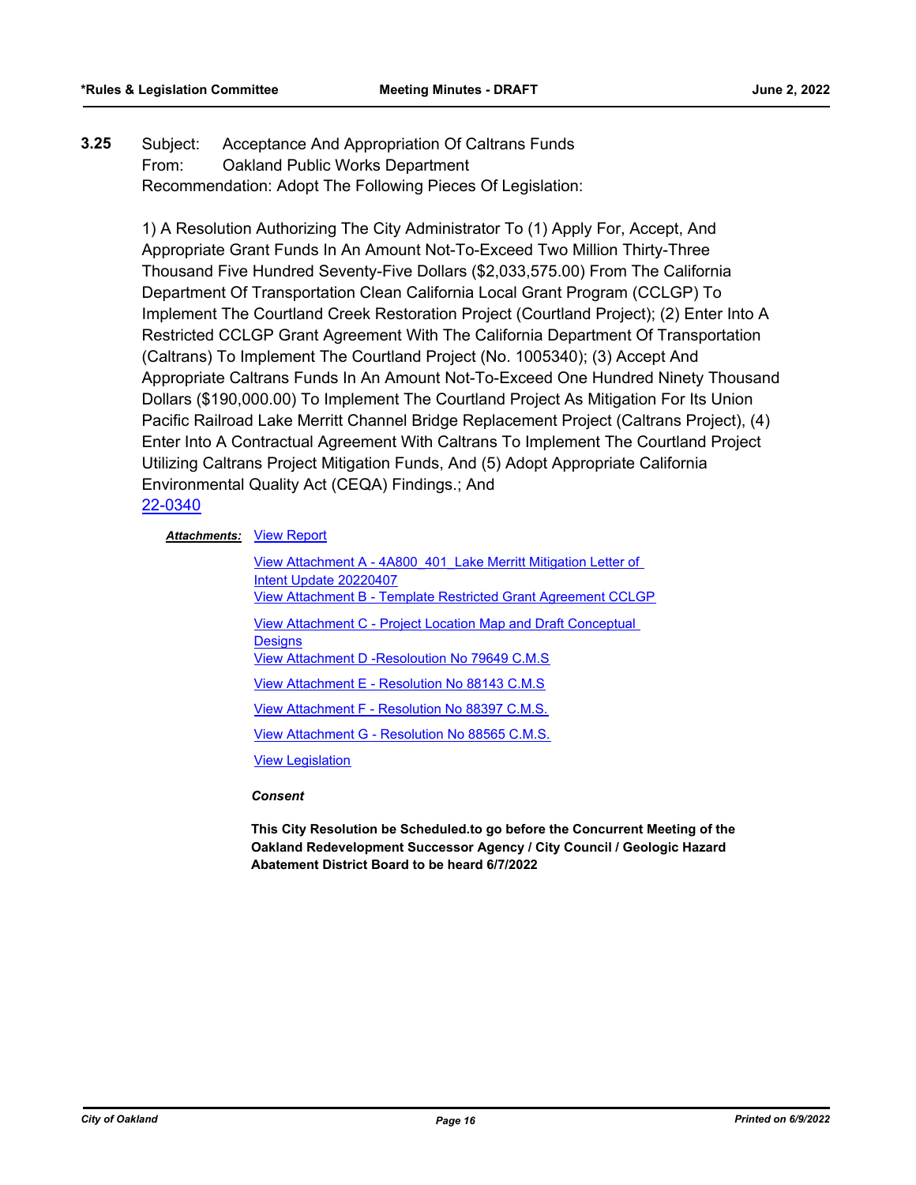**3.25** Subject: Acceptance And Appropriation Of Caltrans Funds
From: Oakland Public Works Department
Recommendation: Adopt The Following Pieces Of Legislation:

1) A Resolution Authorizing The City Administrator To (1) Apply For, Accept, And Appropriate Grant Funds In An Amount Not-To-Exceed Two Million Thirty-Three Thousand Five Hundred Seventy-Five Dollars ($2,033,575.00) From The California Department Of Transportation Clean California Local Grant Program (CCLGP) To Implement The Courtland Creek Restoration Project (Courtland Project); (2) Enter Into A Restricted CCLGP Grant Agreement With The California Department Of Transportation (Caltrans) To Implement The Courtland Project (No. 1005340); (3) Accept And Appropriate Caltrans Funds In An Amount Not-To-Exceed One Hundred Ninety Thousand Dollars ($190,000.00) To Implement The Courtland Project As Mitigation For Its Union Pacific Railroad Lake Merritt Channel Bridge Replacement Project (Caltrans Project), (4) Enter Into A Contractual Agreement With Caltrans To Implement The Courtland Project Utilizing Caltrans Project Mitigation Funds, And (5) Adopt Appropriate California Environmental Quality Act (CEQA) Findings.; And
22-0340

***Attachments:*** View Report

View Attachment A - 4A800_401_Lake Merritt Mitigation Letter of Intent Update 20220407

View Attachment B - Template Restricted Grant Agreement CCLGP

View Attachment C - Project Location Map and Draft Conceptual Designs

View Attachment D -Resoloution No 79649 C.M.S

View Attachment E - Resolution No 88143 C.M.S

View Attachment F - Resolution No 88397 C.M.S.

View Attachment G - Resolution No 88565 C.M.S.

View Legislation

***Consent***

**This City Resolution be Scheduled.to go before the Concurrent Meeting of the Oakland Redevelopment Successor Agency / City Council / Geologic Hazard Abatement District Board to be heard 6/7/2022**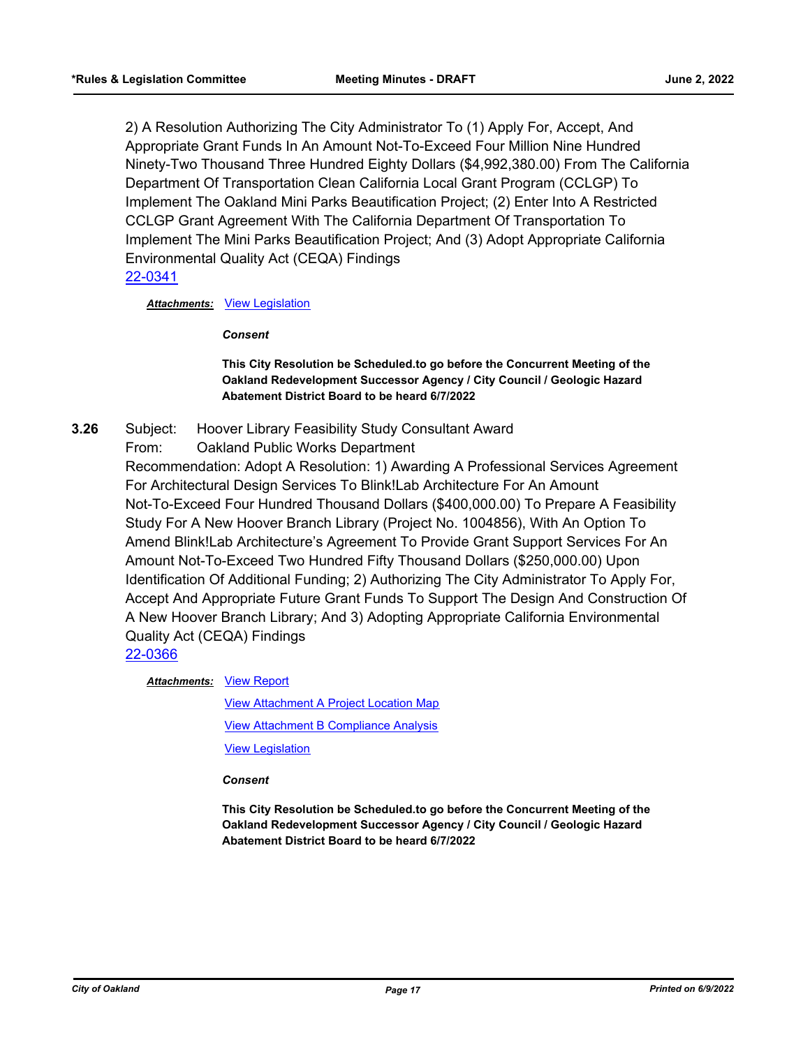2) A Resolution Authorizing The City Administrator To (1) Apply For, Accept, And Appropriate Grant Funds In An Amount Not-To-Exceed Four Million Nine Hundred Ninety-Two Thousand Three Hundred Eighty Dollars ($4,992,380.00) From The California Department Of Transportation Clean California Local Grant Program (CCLGP) To Implement The Oakland Mini Parks Beautification Project; (2) Enter Into A Restricted CCLGP Grant Agreement With The California Department Of Transportation To Implement The Mini Parks Beautification Project; And (3) Adopt Appropriate California Environmental Quality Act (CEQA) Findings

22-0341

***Attachments:*** View Legislation

***Consent***

**This City Resolution be Scheduled.to go before the Concurrent Meeting of the Oakland Redevelopment Successor Agency / City Council / Geologic Hazard Abatement District Board to be heard 6/7/2022**

**3.26** Subject: Hoover Library Feasibility Study Consultant Award

From: Oakland Public Works Department

Recommendation: Adopt A Resolution: 1) Awarding A Professional Services Agreement For Architectural Design Services To Blink!Lab Architecture For An Amount Not-To-Exceed Four Hundred Thousand Dollars ($400,000.00) To Prepare A Feasibility Study For A New Hoover Branch Library (Project No. 1004856), With An Option To Amend Blink!Lab Architecture's Agreement To Provide Grant Support Services For An Amount Not-To-Exceed Two Hundred Fifty Thousand Dollars ($250,000.00) Upon Identification Of Additional Funding; 2) Authorizing The City Administrator To Apply For, Accept And Appropriate Future Grant Funds To Support The Design And Construction Of A New Hoover Branch Library; And 3) Adopting Appropriate California Environmental Quality Act (CEQA) Findings

22-0366

***Attachments:*** View Report

View Attachment A Project Location Map

View Attachment B Compliance Analysis

View Legislation

***Consent***

**This City Resolution be Scheduled.to go before the Concurrent Meeting of the Oakland Redevelopment Successor Agency / City Council / Geologic Hazard Abatement District Board to be heard 6/7/2022**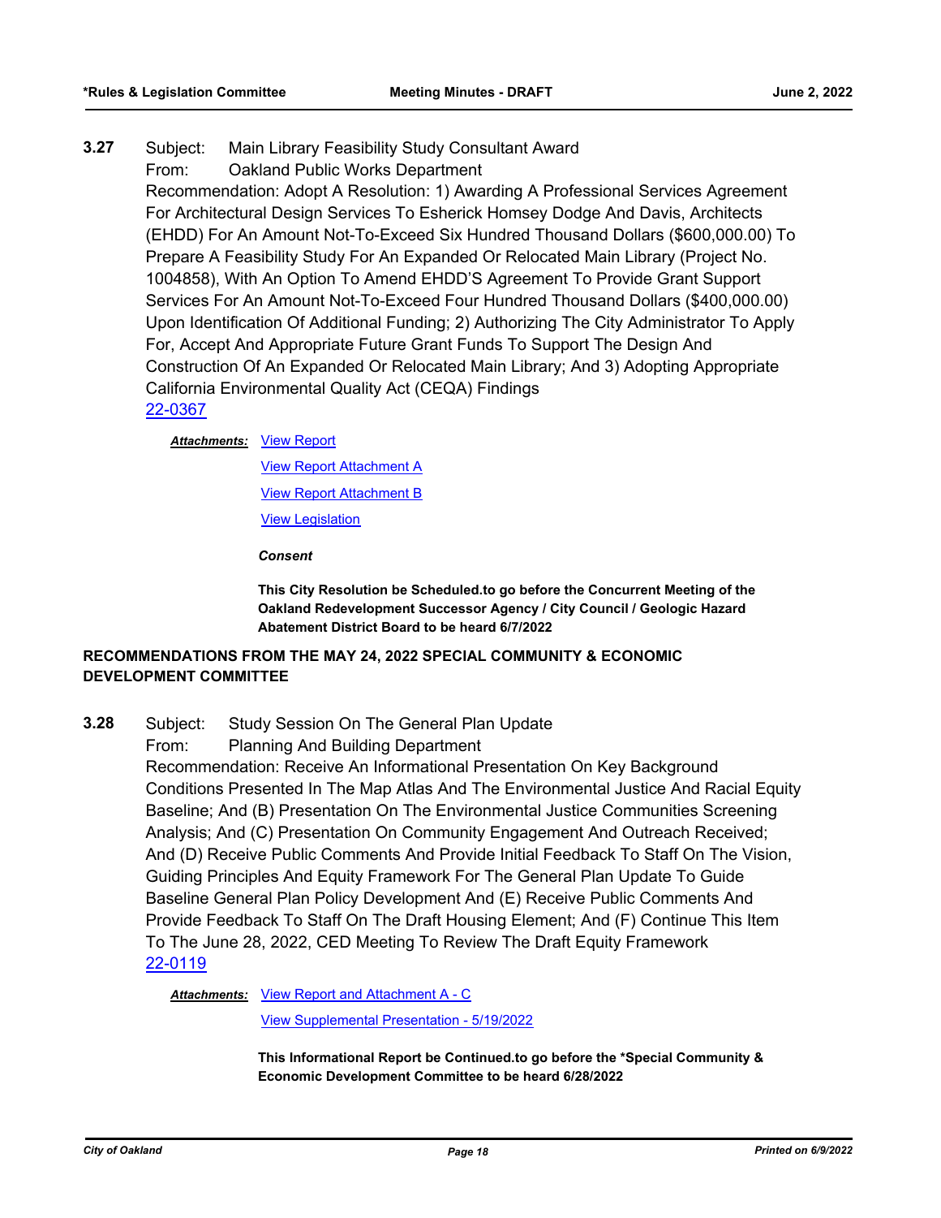**3.27** Subject: Main Library Feasibility Study Consultant Award
From: Oakland Public Works Department
Recommendation: Adopt A Resolution: 1) Awarding A Professional Services Agreement For Architectural Design Services To Esherick Homsey Dodge And Davis, Architects (EHDD) For An Amount Not-To-Exceed Six Hundred Thousand Dollars ($600,000.00) To Prepare A Feasibility Study For An Expanded Or Relocated Main Library (Project No. 1004858), With An Option To Amend EHDD'S Agreement To Provide Grant Support Services For An Amount Not-To-Exceed Four Hundred Thousand Dollars ($400,000.00) Upon Identification Of Additional Funding; 2) Authorizing The City Administrator To Apply For, Accept And Appropriate Future Grant Funds To Support The Design And Construction Of An Expanded Or Relocated Main Library; And 3) Adopting Appropriate California Environmental Quality Act (CEQA) Findings
22-0367

***Attachments:*** View Report
View Report Attachment A
View Report Attachment B
View Legislation

***Consent***

**This City Resolution be Scheduled.to go before the Concurrent Meeting of the Oakland Redevelopment Successor Agency / City Council / Geologic Hazard Abatement District Board to be heard 6/7/2022**

**RECOMMENDATIONS FROM THE MAY 24, 2022 SPECIAL COMMUNITY & ECONOMIC DEVELOPMENT COMMITTEE**

**3.28** Subject: Study Session On The General Plan Update
From: Planning And Building Department
Recommendation: Receive An Informational Presentation On Key Background Conditions Presented In The Map Atlas And The Environmental Justice And Racial Equity Baseline; And (B) Presentation On The Environmental Justice Communities Screening Analysis; And (C) Presentation On Community Engagement And Outreach Received; And (D) Receive Public Comments And Provide Initial Feedback To Staff On The Vision, Guiding Principles And Equity Framework For The General Plan Update To Guide Baseline General Plan Policy Development And (E) Receive Public Comments And Provide Feedback To Staff On The Draft Housing Element; And (F) Continue This Item To The June 28, 2022, CED Meeting To Review The Draft Equity Framework
22-0119

***Attachments:*** View Report and Attachment A - C
View Supplemental Presentation - 5/19/2022

**This Informational Report be Continued.to go before the *Special Community & Economic Development Committee to be heard 6/28/2022**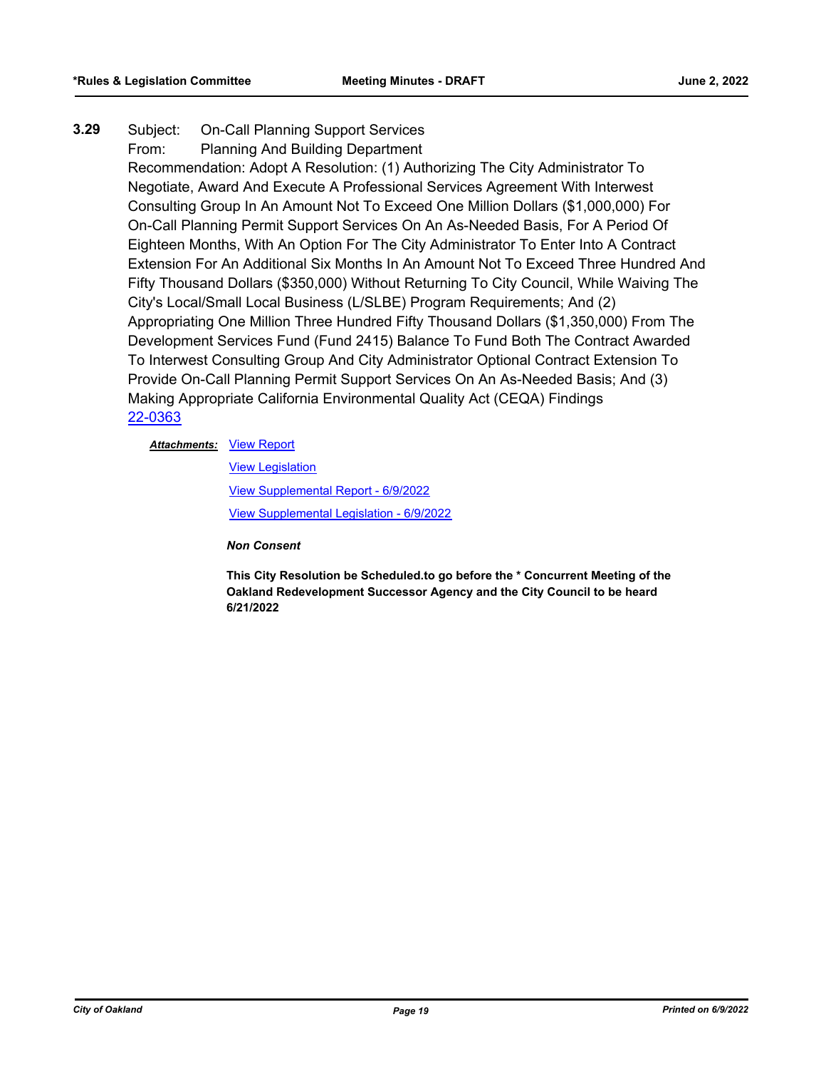**3.29** Subject: On-Call Planning Support Services

From: Planning And Building Department

Recommendation: Adopt A Resolution: (1) Authorizing The City Administrator To Negotiate, Award And Execute A Professional Services Agreement With Interwest Consulting Group In An Amount Not To Exceed One Million Dollars ($1,000,000) For On-Call Planning Permit Support Services On An As-Needed Basis, For A Period Of Eighteen Months, With An Option For The City Administrator To Enter Into A Contract Extension For An Additional Six Months In An Amount Not To Exceed Three Hundred And Fifty Thousand Dollars ($350,000) Without Returning To City Council, While Waiving The City's Local/Small Local Business (L/SLBE) Program Requirements; And (2) Appropriating One Million Three Hundred Fifty Thousand Dollars ($1,350,000) From The Development Services Fund (Fund 2415) Balance To Fund Both The Contract Awarded To Interwest Consulting Group And City Administrator Optional Contract Extension To Provide On-Call Planning Permit Support Services On An As-Needed Basis; And (3) Making Appropriate California Environmental Quality Act (CEQA) Findings

22-0363

***Attachments:*** View Report

View Legislation

View Supplemental Report - 6/9/2022

View Supplemental Legislation - 6/9/2022

***Non Consent***

**This City Resolution be Scheduled.to go before the * Concurrent Meeting of the Oakland Redevelopment Successor Agency and the City Council to be heard 6/21/2022**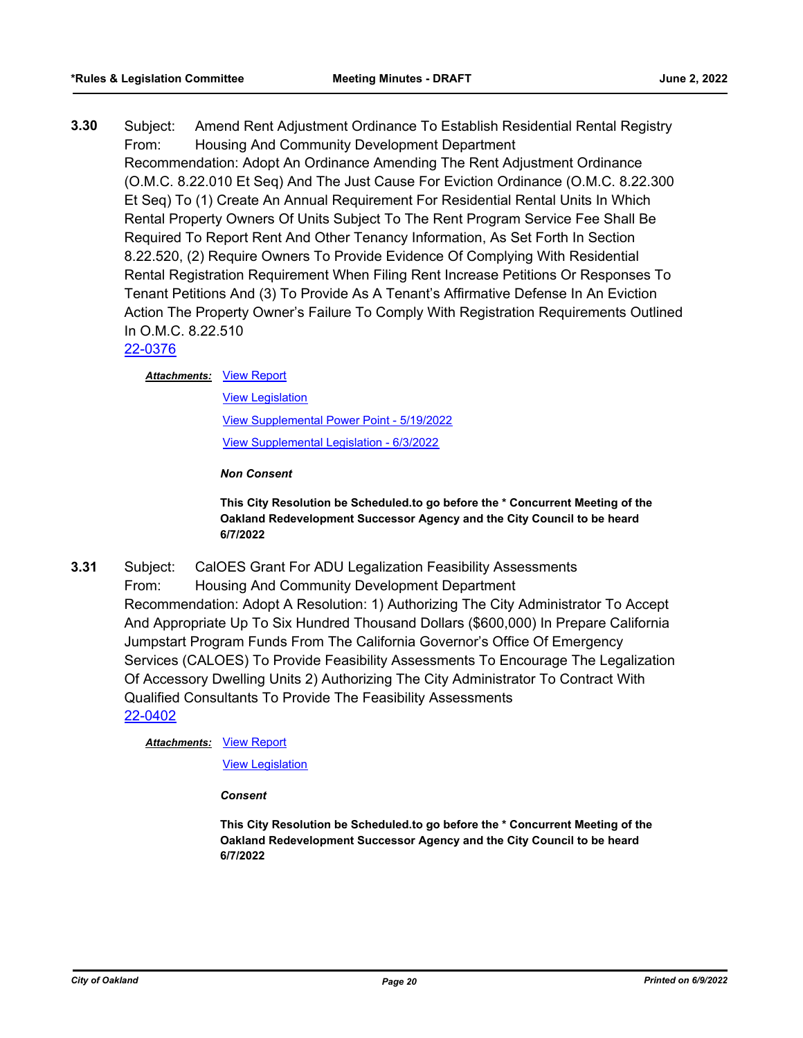**3.30** Subject: Amend Rent Adjustment Ordinance To Establish Residential Rental Registry
From: Housing And Community Development Department
Recommendation: Adopt An Ordinance Amending The Rent Adjustment Ordinance (O.M.C. 8.22.010 Et Seq) And The Just Cause For Eviction Ordinance (O.M.C. 8.22.300 Et Seq) To (1) Create An Annual Requirement For Residential Rental Units In Which Rental Property Owners Of Units Subject To The Rent Program Service Fee Shall Be Required To Report Rent And Other Tenancy Information, As Set Forth In Section 8.22.520, (2) Require Owners To Provide Evidence Of Complying With Residential Rental Registration Requirement When Filing Rent Increase Petitions Or Responses To Tenant Petitions And (3) To Provide As A Tenant's Affirmative Defense In An Eviction Action The Property Owner's Failure To Comply With Registration Requirements Outlined In O.M.C. 8.22.510
22-0376

***Attachments:*** View Report
View Legislation
View Supplemental Power Point - 5/19/2022
View Supplemental Legislation - 6/3/2022

***Non Consent***

**This City Resolution be Scheduled.to go before the * Concurrent Meeting of the Oakland Redevelopment Successor Agency and the City Council to be heard 6/7/2022**

**3.31** Subject: CalOES Grant For ADU Legalization Feasibility Assessments
From: Housing And Community Development Department
Recommendation: Adopt A Resolution: 1) Authorizing The City Administrator To Accept And Appropriate Up To Six Hundred Thousand Dollars ($600,000) In Prepare California Jumpstart Program Funds From The California Governor's Office Of Emergency Services (CALOES) To Provide Feasibility Assessments To Encourage The Legalization Of Accessory Dwelling Units 2) Authorizing The City Administrator To Contract With Qualified Consultants To Provide The Feasibility Assessments
22-0402

***Attachments:*** View Report
View Legislation

***Consent***

**This City Resolution be Scheduled.to go before the * Concurrent Meeting of the Oakland Redevelopment Successor Agency and the City Council to be heard 6/7/2022**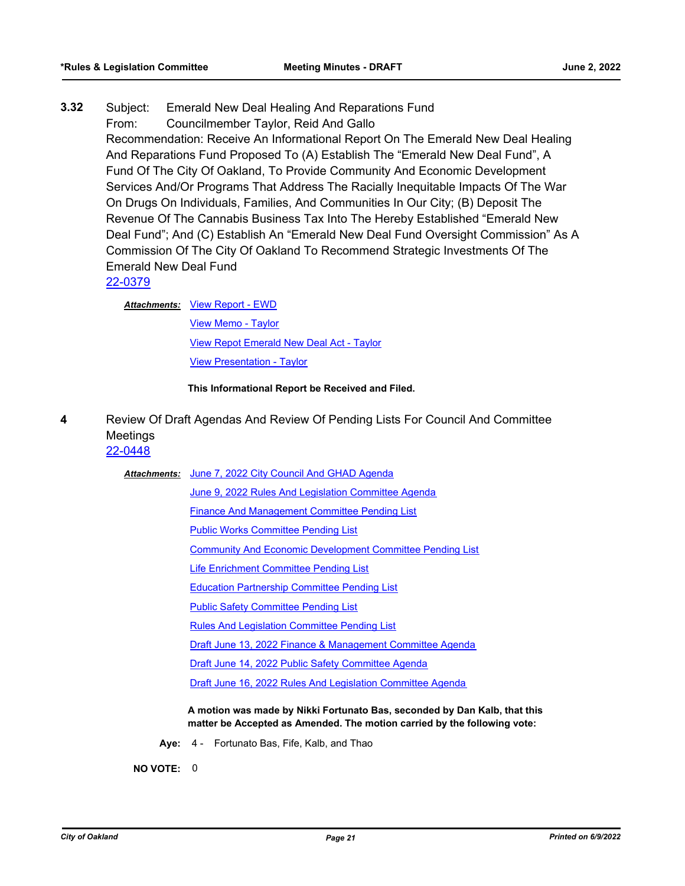**3.32** Subject: Emerald New Deal Healing And Reparations Fund
From: Councilmember Taylor, Reid And Gallo
Recommendation: Receive An Informational Report On The Emerald New Deal Healing And Reparations Fund Proposed To (A) Establish The "Emerald New Deal Fund", A Fund Of The City Of Oakland, To Provide Community And Economic Development Services And/Or Programs That Address The Racially Inequitable Impacts Of The War On Drugs On Individuals, Families, And Communities In Our City; (B) Deposit The Revenue Of The Cannabis Business Tax Into The Hereby Established "Emerald New Deal Fund"; And (C) Establish An "Emerald New Deal Fund Oversight Commission" As A Commission Of The City Of Oakland To Recommend Strategic Investments Of The Emerald New Deal Fund
22-0379

***Attachments:*** View Report - EWD
View Memo - Taylor
View Repot Emerald New Deal Act - Taylor
View Presentation - Taylor

**This Informational Report be Received and Filed.**

**4** Review Of Draft Agendas And Review Of Pending Lists For Council And Committee Meetings
22-0448

***Attachments:*** June 7, 2022 City Council And GHAD Agenda
June 9, 2022 Rules And Legislation Committee Agenda
Finance And Management Committee Pending List
Public Works Committee Pending List
Community And Economic Development Committee Pending List
Life Enrichment Committee Pending List
Education Partnership Committee Pending List
Public Safety Committee Pending List
Rules And Legislation Committee Pending List
Draft June 13, 2022 Finance & Management Committee Agenda
Draft June 14, 2022 Public Safety Committee Agenda
Draft June 16, 2022 Rules And Legislation Committee Agenda

**A motion was made by Nikki Fortunato Bas, seconded by Dan Kalb, that this matter be Accepted as Amended. The motion carried by the following vote:**

**Aye:** 4 - Fortunato Bas, Fife, Kalb, and Thao

**NO VOTE:** 0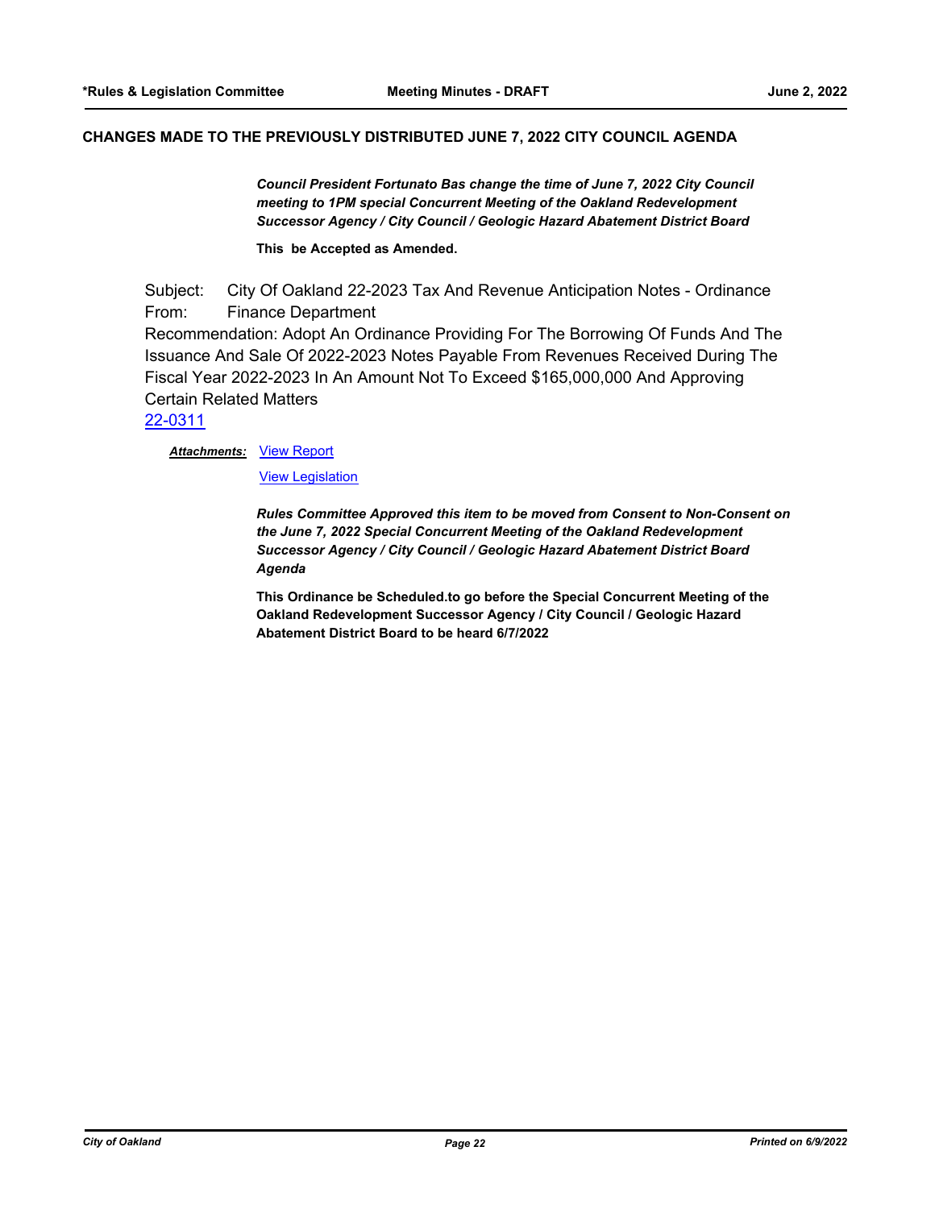**CHANGES MADE TO THE PREVIOUSLY DISTRIBUTED JUNE 7, 2022 CITY COUNCIL AGENDA**

***Council President Fortunato Bas change the time of June 7, 2022 City Council meeting to 1PM special Concurrent Meeting of the Oakland Redevelopment Successor Agency / City Council / Geologic Hazard Abatement District Board***

**This be Accepted as Amended.**

Subject: City Of Oakland 22-2023 Tax And Revenue Anticipation Notes - Ordinance
From: Finance Department
Recommendation: Adopt An Ordinance Providing For The Borrowing Of Funds And The Issuance And Sale Of 2022-2023 Notes Payable From Revenues Received During The Fiscal Year 2022-2023 In An Amount Not To Exceed $165,000,000 And Approving Certain Related Matters
22-0311

***Attachments:*** View Report

View Legislation

***Rules Committee Approved this item to be moved from Consent to Non-Consent on the June 7, 2022 Special Concurrent Meeting of the Oakland Redevelopment Successor Agency / City Council / Geologic Hazard Abatement District Board Agenda***

**This Ordinance be Scheduled.to go before the Special Concurrent Meeting of the Oakland Redevelopment Successor Agency / City Council / Geologic Hazard Abatement District Board to be heard 6/7/2022**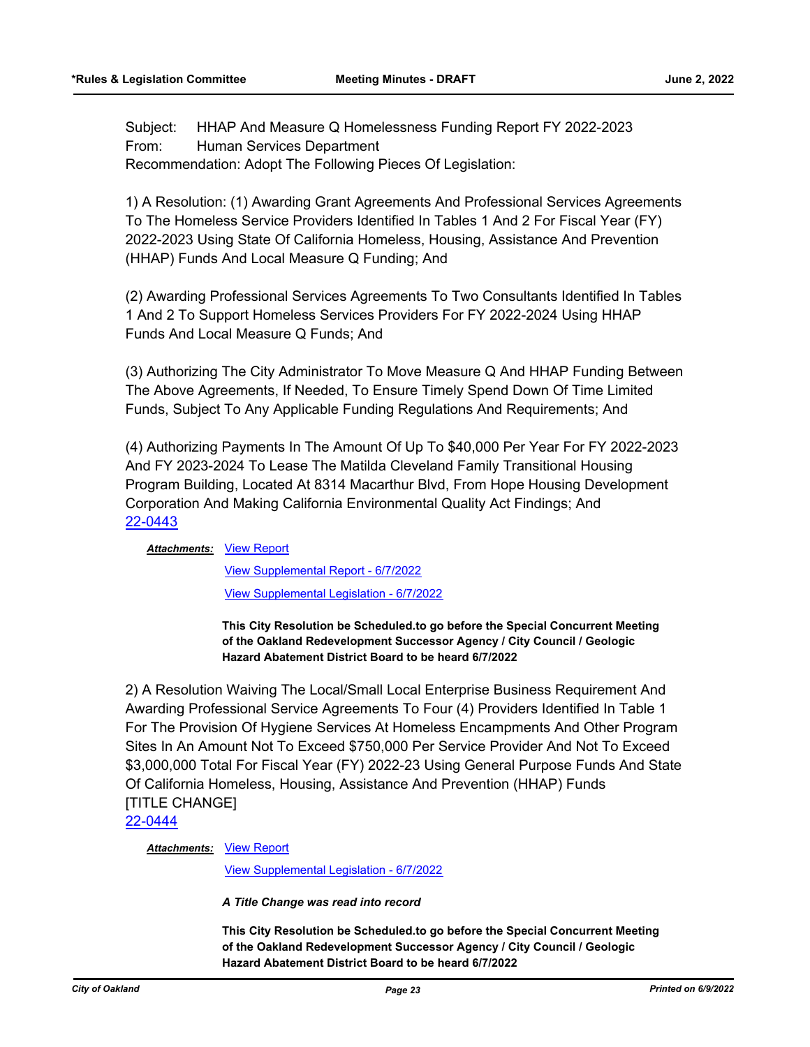Subject: HHAP And Measure Q Homelessness Funding Report FY 2022-2023
From: Human Services Department
Recommendation: Adopt The Following Pieces Of Legislation:

1) A Resolution: (1) Awarding Grant Agreements And Professional Services Agreements To The Homeless Service Providers Identified In Tables 1 And 2 For Fiscal Year (FY) 2022-2023 Using State Of California Homeless, Housing, Assistance And Prevention (HHAP) Funds And Local Measure Q Funding; And

(2) Awarding Professional Services Agreements To Two Consultants Identified In Tables 1 And 2 To Support Homeless Services Providers For FY 2022-2024 Using HHAP Funds And Local Measure Q Funds; And

(3) Authorizing The City Administrator To Move Measure Q And HHAP Funding Between The Above Agreements, If Needed, To Ensure Timely Spend Down Of Time Limited Funds, Subject To Any Applicable Funding Regulations And Requirements; And

(4) Authorizing Payments In The Amount Of Up To $40,000 Per Year For FY 2022-2023 And FY 2023-2024 To Lease The Matilda Cleveland Family Transitional Housing Program Building, Located At 8314 Macarthur Blvd, From Hope Housing Development Corporation And Making California Environmental Quality Act Findings; And
22-0443

***Attachments:*** View Report
View Supplemental Report - 6/7/2022
View Supplemental Legislation - 6/7/2022

**This City Resolution be Scheduled.to go before the Special Concurrent Meeting of the Oakland Redevelopment Successor Agency / City Council / Geologic Hazard Abatement District Board to be heard 6/7/2022**

2) A Resolution Waiving The Local/Small Local Enterprise Business Requirement And Awarding Professional Service Agreements To Four (4) Providers Identified In Table 1 For The Provision Of Hygiene Services At Homeless Encampments And Other Program Sites In An Amount Not To Exceed $750,000 Per Service Provider And Not To Exceed $3,000,000 Total For Fiscal Year (FY) 2022-23 Using General Purpose Funds And State Of California Homeless, Housing, Assistance And Prevention (HHAP) Funds
[TITLE CHANGE]
22-0444

***Attachments:*** View Report
View Supplemental Legislation - 6/7/2022

***A Title Change was read into record***

**This City Resolution be Scheduled.to go before the Special Concurrent Meeting of the Oakland Redevelopment Successor Agency / City Council / Geologic Hazard Abatement District Board to be heard 6/7/2022**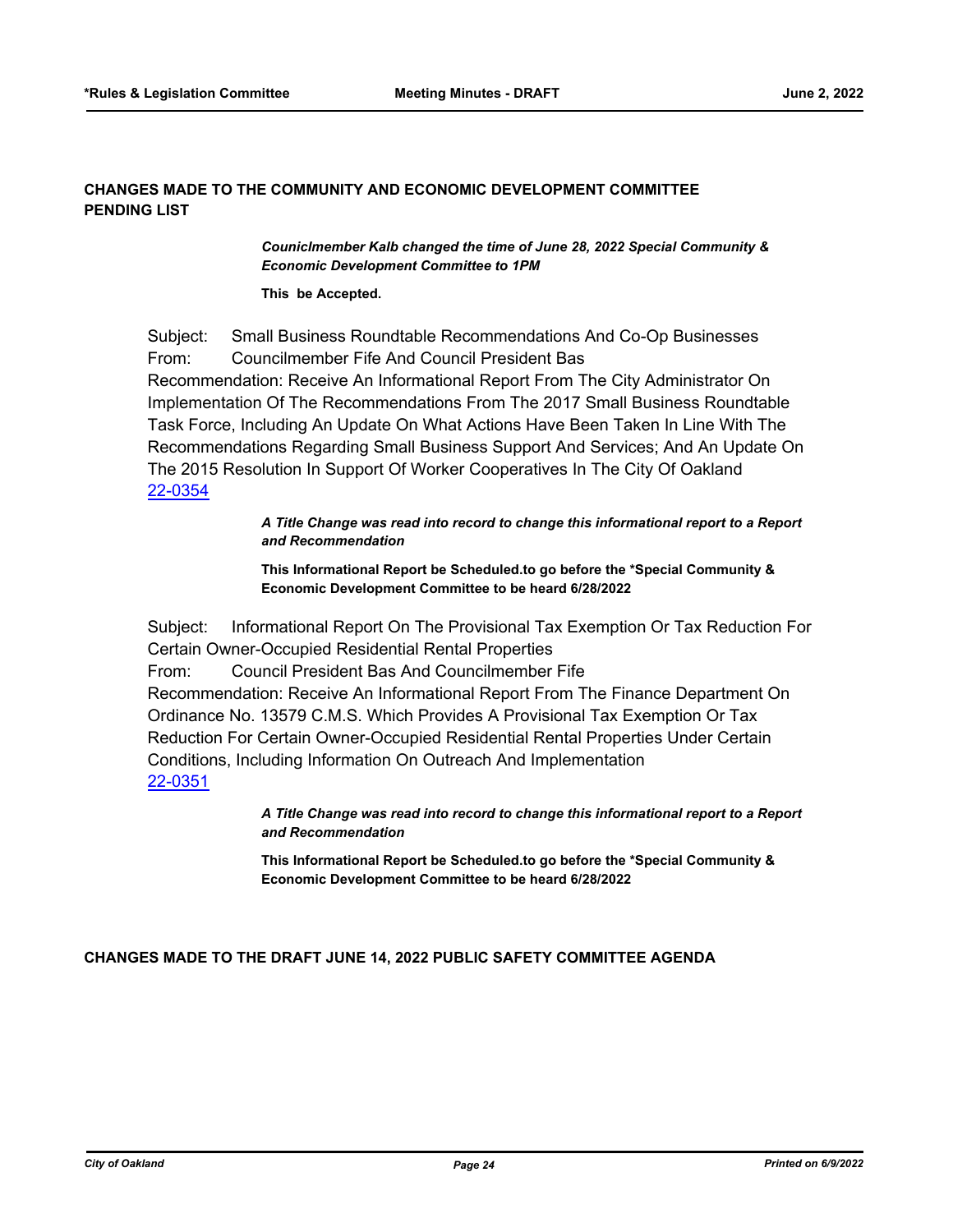**CHANGES MADE TO THE COMMUNITY AND ECONOMIC DEVELOPMENT COMMITTEE PENDING LIST**

***Counicl member Kalb changed the time of June 28, 2022 Special Community & Economic Development Committee to 1PM***

**This be Accepted.**

Subject: Small Business Roundtable Recommendations And Co-Op Businesses
From: Councilmember Fife And Council President Bas
Recommendation: Receive An Informational Report From The City Administrator On Implementation Of The Recommendations From The 2017 Small Business Roundtable Task Force, Including An Update On What Actions Have Been Taken In Line With The Recommendations Regarding Small Business Support And Services; And An Update On The 2015 Resolution In Support Of Worker Cooperatives In The City Of Oakland
22-0354

***A Title Change was read into record to change this informational report to a Report and Recommendation***

**This Informational Report be Scheduled.to go before the *Special Community & Economic Development Committee to be heard 6/28/2022**

Subject: Informational Report On The Provisional Tax Exemption Or Tax Reduction For Certain Owner-Occupied Residential Rental Properties
From: Council President Bas And Councilmember Fife
Recommendation: Receive An Informational Report From The Finance Department On Ordinance No. 13579 C.M.S. Which Provides A Provisional Tax Exemption Or Tax Reduction For Certain Owner-Occupied Residential Rental Properties Under Certain Conditions, Including Information On Outreach And Implementation
22-0351

***A Title Change was read into record to change this informational report to a Report and Recommendation***

**This Informational Report be Scheduled.to go before the *Special Community & Economic Development Committee to be heard 6/28/2022**

**CHANGES MADE TO THE DRAFT JUNE 14, 2022 PUBLIC SAFETY COMMITTEE AGENDA**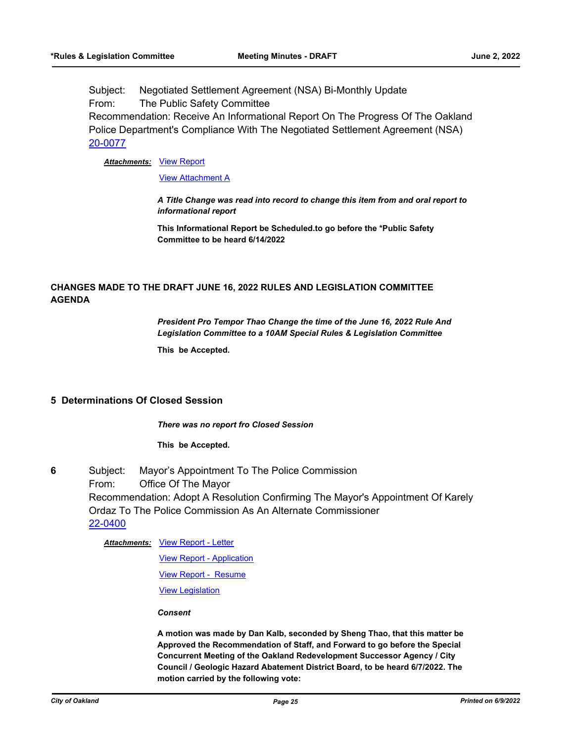Subject: Negotiated Settlement Agreement (NSA) Bi-Monthly Update
From: The Public Safety Committee
Recommendation: Receive An Informational Report On The Progress Of The Oakland Police Department's Compliance With The Negotiated Settlement Agreement (NSA)
20-0077

***Attachments:*** View Report

View Attachment A

***A Title Change was read into record to change this item from and oral report to informational report***

**This Informational Report be Scheduled.to go before the *Public Safety Committee to be heard 6/14/2022**

**CHANGES MADE TO THE DRAFT JUNE 16, 2022 RULES AND LEGISLATION COMMITTEE AGENDA**

***President Pro Tempor Thao Change the time of the June 16, 2022 Rule And Legislation Committee to a 10AM Special Rules & Legislation Committee***

**This be Accepted.**

## 5 Determinations Of Closed Session

***There was no report fro Closed Session***

**This be Accepted.**

**6** Subject: Mayor's Appointment To The Police Commission
From: Office Of The Mayor
Recommendation: Adopt A Resolution Confirming The Mayor's Appointment Of Karely Ordaz To The Police Commission As An Alternate Commissioner
22-0400

***Attachments:*** View Report - Letter

View Report - Application

View Report - Resume

View Legislation

***Consent***

**A motion was made by Dan Kalb, seconded by Sheng Thao, that this matter be Approved the Recommendation of Staff, and Forward to go before the Special Concurrent Meeting of the Oakland Redevelopment Successor Agency / City Council / Geologic Hazard Abatement District Board, to be heard 6/7/2022. The motion carried by the following vote:**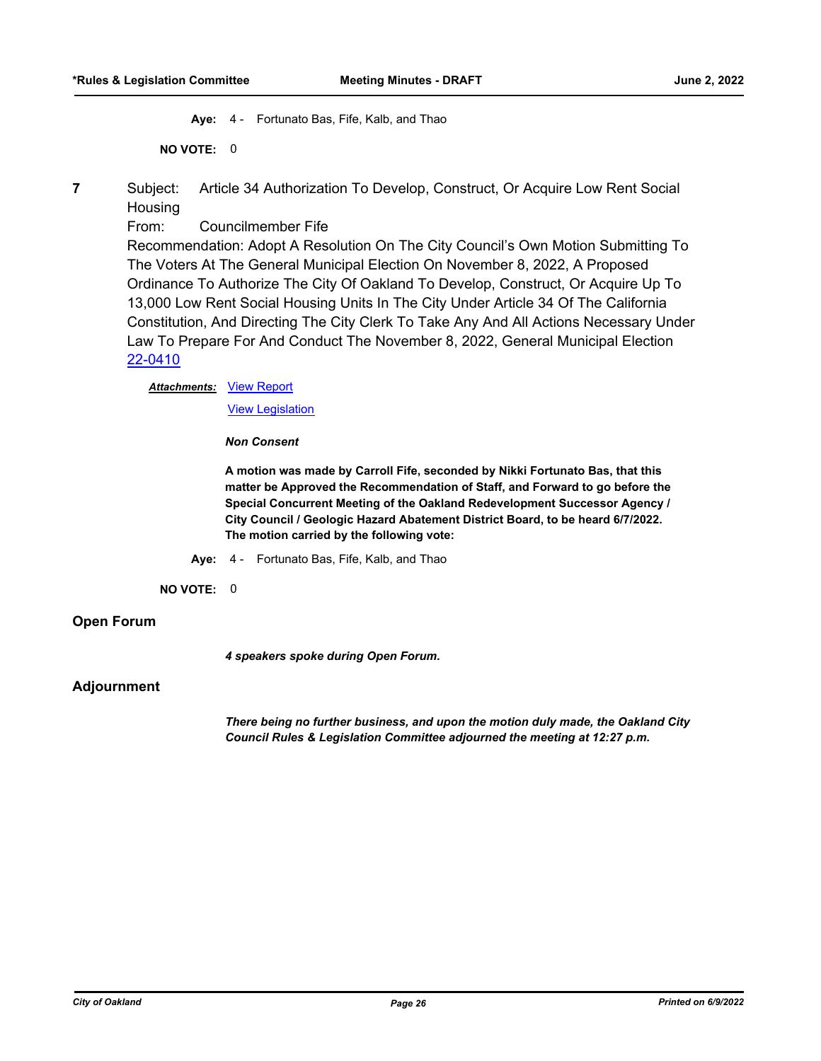**Aye:** 4 - Fortunato Bas, Fife, Kalb, and Thao

**NO VOTE:** 0

**7** Subject: Article 34 Authorization To Develop, Construct, Or Acquire Low Rent Social Housing

From: Councilmember Fife

Recommendation: Adopt A Resolution On The City Council's Own Motion Submitting To The Voters At The General Municipal Election On November 8, 2022, A Proposed Ordinance To Authorize The City Of Oakland To Develop, Construct, Or Acquire Up To 13,000 Low Rent Social Housing Units In The City Under Article 34 Of The California Constitution, And Directing The City Clerk To Take Any And All Actions Necessary Under Law To Prepare For And Conduct The November 8, 2022, General Municipal Election

22-0410

***Attachments:*** View Report

View Legislation

***Non Consent***

**A motion was made by Carroll Fife, seconded by Nikki Fortunato Bas, that this matter be Approved the Recommendation of Staff, and Forward to go before the Special Concurrent Meeting of the Oakland Redevelopment Successor Agency / City Council / Geologic Hazard Abatement District Board, to be heard 6/7/2022. The motion carried by the following vote:**

**Aye:** 4 - Fortunato Bas, Fife, Kalb, and Thao

**NO VOTE:** 0

## Open Forum

***4 speakers spoke during Open Forum.***

## Adjournment

***There being no further business, and upon the motion duly made, the Oakland City Council Rules & Legislation Committee adjourned the meeting at 12:27 p.m.***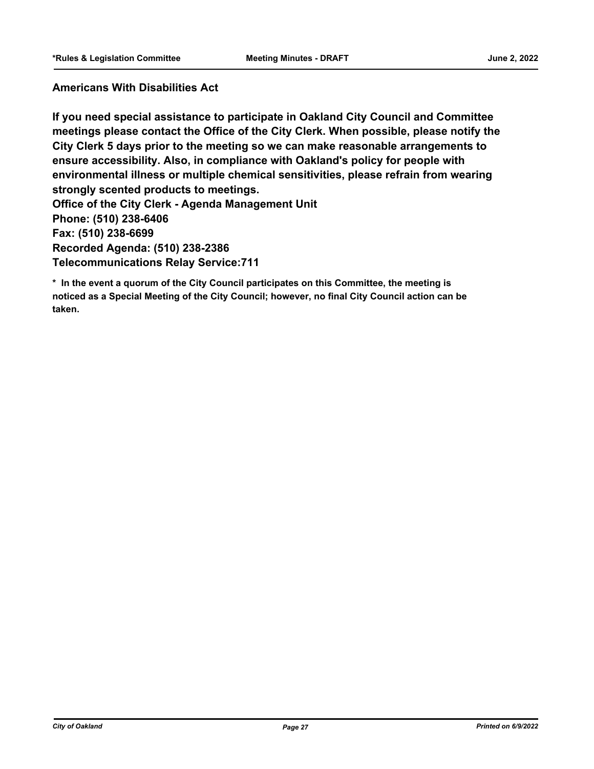**Americans With Disabilities Act**

**If you need special assistance to participate in Oakland City Council and Committee meetings please contact the Office of the City Clerk. When possible, please notify the City Clerk 5 days prior to the meeting so we can make reasonable arrangements to ensure accessibility. Also, in compliance with Oakland's policy for people with environmental illness or multiple chemical sensitivities, please refrain from wearing strongly scented products to meetings.**
**Office of the City Clerk - Agenda Management Unit**
**Phone: (510) 238-6406**
**Fax: (510) 238-6699**
**Recorded Agenda: (510) 238-2386**
**Telecommunications Relay Service:711**

**\* In the event a quorum of the City Council participates on this Committee, the meeting is noticed as a Special Meeting of the City Council; however, no final City Council action can be taken.**